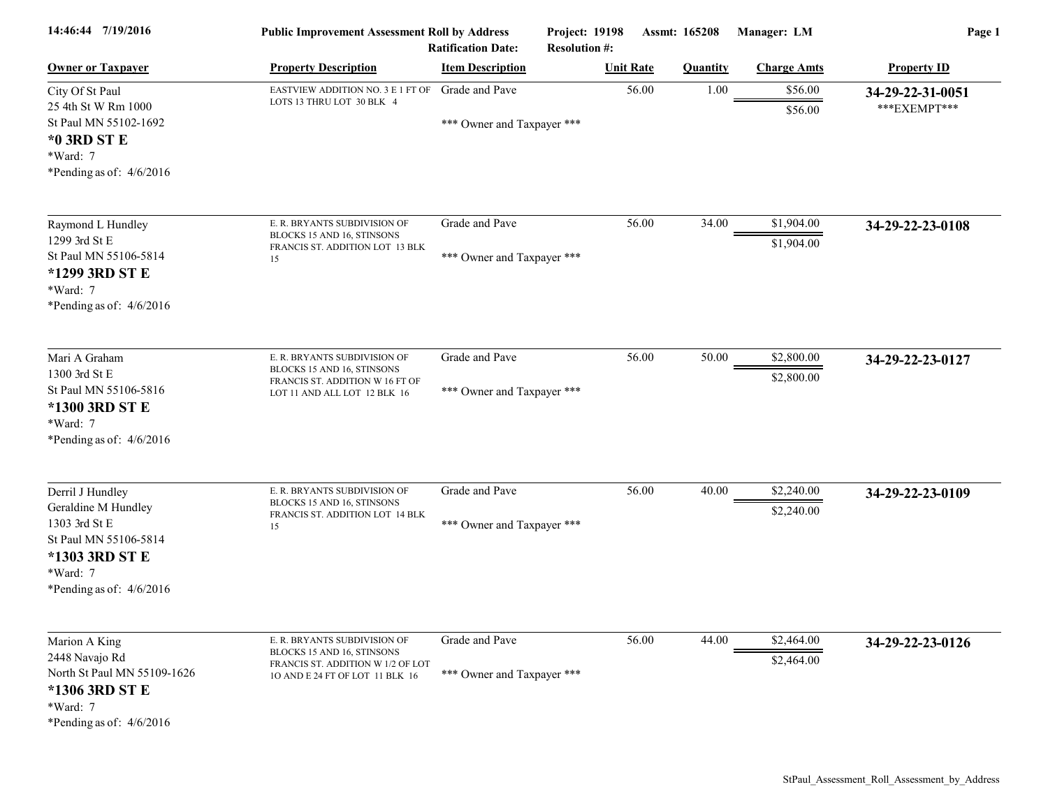**Public Improvement Assessment Roll by Address** — Project: 19198 — Assmt: 165208 — Manager: LM

Ratification Date: — Resolution #:

14:46:44 7/19/2016

| Owner or Taxpayer | Property Description | Item Description | Unit Rate | Quantity | Charge Amts | Property ID |
|---|---|---|---|---|---|---|
| City Of St Paul<br>25 4th St W Rm 1000<br>St Paul MN 55102-1692<br>**\*0 3RD ST E**<br>\*Ward: 7<br>\*Pending as of: 4/6/2016 | EASTVIEW ADDITION NO. 3 E 1 FT OF LOTS 13 THRU LOT 30 BLK 4 | Grade and Pave<br><br>\*\*\* Owner and Taxpayer \*\*\* | 56.00 | 1.00 | $56.00<br>$56.00 | **34-29-22-31-0051**<br>\*\*\*EXEMPT\*\*\* |
| Raymond L Hundley<br>1299 3rd St E<br>St Paul MN 55106-5814<br>**\*1299 3RD ST E**<br>\*Ward: 7<br>\*Pending as of: 4/6/2016 | E. R. BRYANTS SUBDIVISION OF BLOCKS 15 AND 16, STINSONS FRANCIS ST. ADDITION LOT 13 BLK 15 | Grade and Pave<br><br>\*\*\* Owner and Taxpayer \*\*\* | 56.00 | 34.00 | $1,904.00<br>$1,904.00 | **34-29-22-23-0108** |
| Mari A Graham<br>1300 3rd St E<br>St Paul MN 55106-5816<br>**\*1300 3RD ST E**<br>\*Ward: 7<br>\*Pending as of: 4/6/2016 | E. R. BRYANTS SUBDIVISION OF BLOCKS 15 AND 16, STINSONS FRANCIS ST. ADDITION W 16 FT OF LOT 11 AND ALL LOT 12 BLK 16 | Grade and Pave<br><br>\*\*\* Owner and Taxpayer \*\*\* | 56.00 | 50.00 | $2,800.00<br>$2,800.00 | **34-29-22-23-0127** |
| Derril J Hundley<br>Geraldine M Hundley<br>1303 3rd St E<br>St Paul MN 55106-5814<br>**\*1303 3RD ST E**<br>\*Ward: 7<br>\*Pending as of: 4/6/2016 | E. R. BRYANTS SUBDIVISION OF BLOCKS 15 AND 16, STINSONS FRANCIS ST. ADDITION LOT 14 BLK 15 | Grade and Pave<br><br>\*\*\* Owner and Taxpayer \*\*\* | 56.00 | 40.00 | $2,240.00<br>$2,240.00 | **34-29-22-23-0109** |
| Marion A King<br>2448 Navajo Rd<br>North St Paul MN 55109-1626<br>**\*1306 3RD ST E**<br>\*Ward: 7<br>\*Pending as of: 4/6/2016 | E. R. BRYANTS SUBDIVISION OF BLOCKS 15 AND 16, STINSONS FRANCIS ST. ADDITION W 1/2 OF LOT 1O AND E 24 FT OF LOT 11 BLK 16 | Grade and Pave<br><br>\*\*\* Owner and Taxpayer \*\*\* | 56.00 | 44.00 | $2,464.00<br>$2,464.00 | **34-29-22-23-0126** |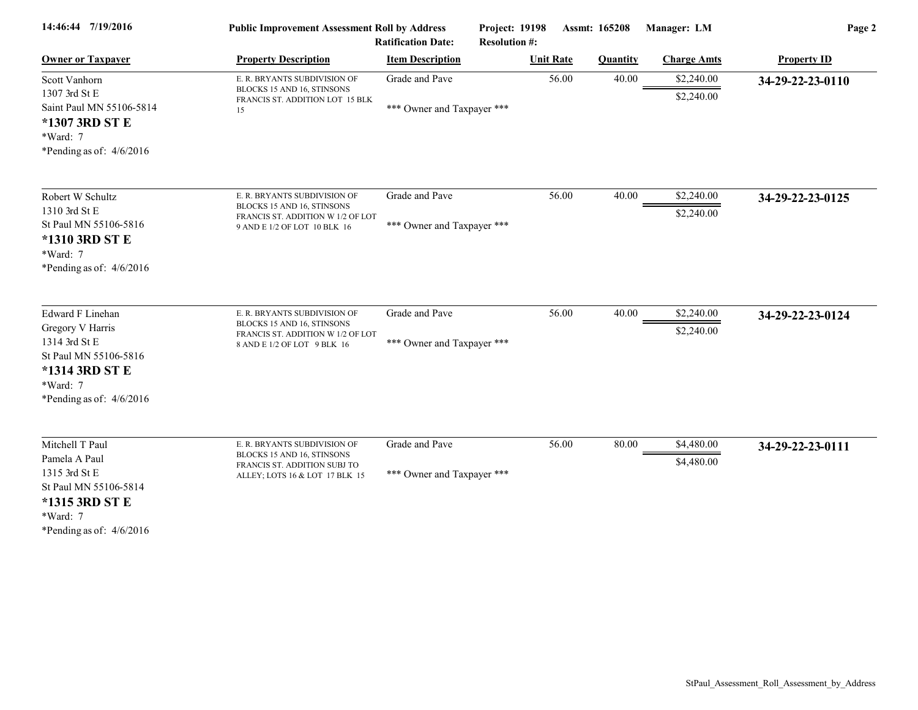**Public Improvement Assessment Roll by Address** — Project: 19198 — Assmt: 165208 — Manager: LM

Ratification Date: — Resolution #:

| Owner or Taxpayer | Property Description | Item Description | Unit Rate | Quantity | Charge Amts | Property ID |
|---|---|---|---|---|---|---|
| Scott Vanhorn<br>1307 3rd St E<br>Saint Paul MN 55106-5814<br>**\*1307 3RD ST E**<br>\*Ward: 7<br>\*Pending as of: 4/6/2016 | E. R. BRYANTS SUBDIVISION OF BLOCKS 15 AND 16, STINSONS FRANCIS ST. ADDITION LOT 15 BLK 15 | Grade and Pave<br>\*\*\* Owner and Taxpayer \*\*\* | 56.00 | 40.00 | $2,240.00<br>$2,240.00 | **34-29-22-23-0110** |
| Robert W Schultz<br>1310 3rd St E<br>St Paul MN 55106-5816<br>**\*1310 3RD ST E**<br>\*Ward: 7<br>\*Pending as of: 4/6/2016 | E. R. BRYANTS SUBDIVISION OF BLOCKS 15 AND 16, STINSONS FRANCIS ST. ADDITION W 1/2 OF LOT 9 AND E 1/2 OF LOT 10 BLK 16 | Grade and Pave<br>\*\*\* Owner and Taxpayer \*\*\* | 56.00 | 40.00 | $2,240.00<br>$2,240.00 | **34-29-22-23-0125** |
| Edward F Linehan<br>Gregory V Harris<br>1314 3rd St E<br>St Paul MN 55106-5816<br>**\*1314 3RD ST E**<br>\*Ward: 7<br>\*Pending as of: 4/6/2016 | E. R. BRYANTS SUBDIVISION OF BLOCKS 15 AND 16, STINSONS FRANCIS ST. ADDITION W 1/2 OF LOT 8 AND E 1/2 OF LOT 9 BLK 16 | Grade and Pave<br>\*\*\* Owner and Taxpayer \*\*\* | 56.00 | 40.00 | $2,240.00<br>$2,240.00 | **34-29-22-23-0124** |
| Mitchell T Paul<br>Pamela A Paul<br>1315 3rd St E<br>St Paul MN 55106-5814<br>**\*1315 3RD ST E**<br>\*Ward: 7<br>\*Pending as of: 4/6/2016 | E. R. BRYANTS SUBDIVISION OF BLOCKS 15 AND 16, STINSONS FRANCIS ST. ADDITION SUBJ TO ALLEY; LOTS 16 & LOT 17 BLK 15 | Grade and Pave<br>\*\*\* Owner and Taxpayer \*\*\* | 56.00 | 80.00 | $4,480.00<br>$4,480.00 | **34-29-22-23-0111** |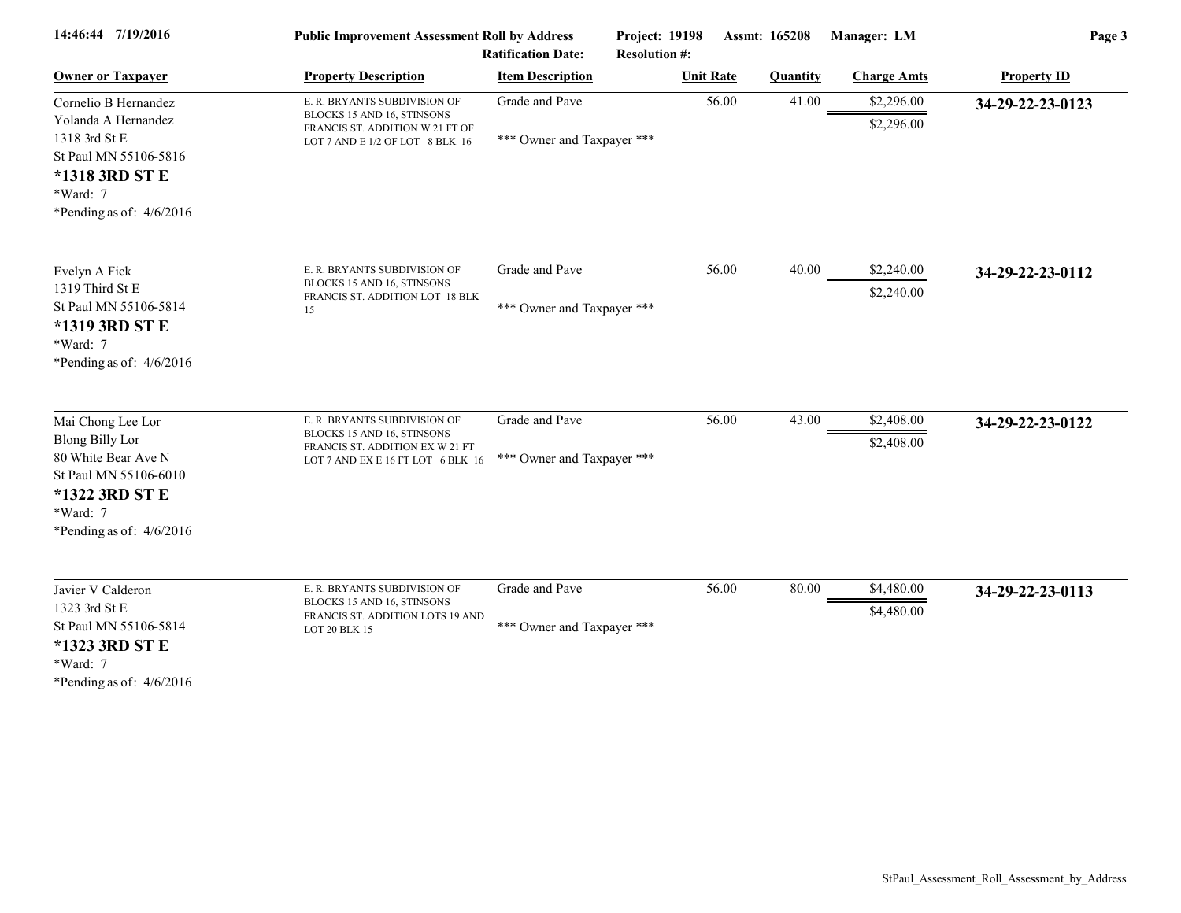14:46:44 7/19/2016 — Public Improvement Assessment Roll by Address — Project: 19198 — Assmt: 165208 — Manager: LM

Ratification Date: — Resolution #:

| Owner or Taxpayer | Property Description | Item Description | Unit Rate | Quantity | Charge Amts | Property ID |
|---|---|---|---|---|---|---|
| Cornelio B Hernandez<br>Yolanda A Hernandez<br>1318 3rd St E<br>St Paul MN 55106-5816<br>**\*1318 3RD ST E**<br>\*Ward: 7<br>\*Pending as of: 4/6/2016 | E. R. BRYANTS SUBDIVISION OF BLOCKS 15 AND 16, STINSONS FRANCIS ST. ADDITION W 21 FT OF LOT 7 AND E 1/2 OF LOT 8 BLK 16 | Grade and Pave<br>\*\*\* Owner and Taxpayer \*\*\* | 56.00 | 41.00 | $2,296.00<br>$2,296.00 | **34-29-22-23-0123** |
| Evelyn A Fick<br>1319 Third St E<br>St Paul MN 55106-5814<br>**\*1319 3RD ST E**<br>\*Ward: 7<br>\*Pending as of: 4/6/2016 | E. R. BRYANTS SUBDIVISION OF BLOCKS 15 AND 16, STINSONS FRANCIS ST. ADDITION LOT 18 BLK 15 | Grade and Pave<br>\*\*\* Owner and Taxpayer \*\*\* | 56.00 | 40.00 | $2,240.00<br>$2,240.00 | **34-29-22-23-0112** |
| Mai Chong Lee Lor<br>Blong Billy Lor<br>80 White Bear Ave N<br>St Paul MN 55106-6010<br>**\*1322 3RD ST E**<br>\*Ward: 7<br>\*Pending as of: 4/6/2016 | E. R. BRYANTS SUBDIVISION OF BLOCKS 15 AND 16, STINSONS FRANCIS ST. ADDITION EX W 21 FT LOT 7 AND EX E 16 FT LOT 6 BLK 16 | Grade and Pave<br>\*\*\* Owner and Taxpayer \*\*\* | 56.00 | 43.00 | $2,408.00<br>$2,408.00 | **34-29-22-23-0122** |
| Javier V Calderon<br>1323 3rd St E<br>St Paul MN 55106-5814<br>**\*1323 3RD ST E**<br>\*Ward: 7<br>\*Pending as of: 4/6/2016 | E. R. BRYANTS SUBDIVISION OF BLOCKS 15 AND 16, STINSONS FRANCIS ST. ADDITION LOTS 19 AND LOT 20 BLK 15 | Grade and Pave<br>\*\*\* Owner and Taxpayer \*\*\* | 56.00 | 80.00 | $4,480.00<br>$4,480.00 | **34-29-22-23-0113** |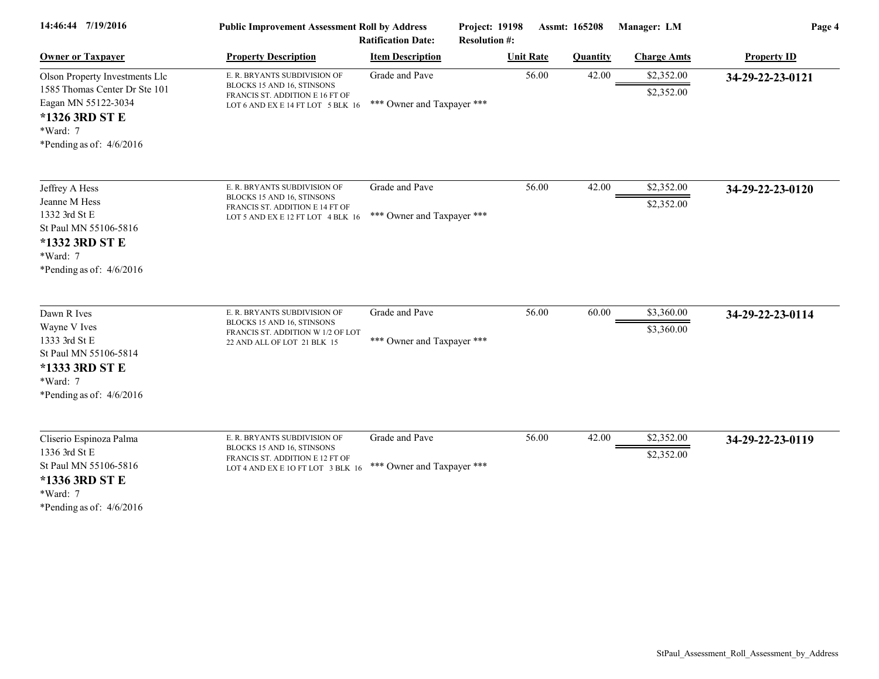Public Improvement Assessment Roll by Address | Project: 19198 | Assmt: 165208 | Manager: LM
Ratification Date: | Resolution #:

| Owner or Taxpayer | Property Description | Item Description | Unit Rate | Quantity | Charge Amts | Property ID |
|---|---|---|---|---|---|---|
| Olson Property Investments Llc<br>1585 Thomas Center Dr Ste 101<br>Eagan MN 55122-3034<br>**\*1326 3RD ST E**<br>\*Ward: 7<br>\*Pending as of: 4/6/2016 | E. R. BRYANTS SUBDIVISION OF BLOCKS 15 AND 16, STINSONS FRANCIS ST. ADDITION E 16 FT OF LOT 6 AND EX E 14 FT LOT 5 BLK 16 | Grade and Pave<br>\*\*\* Owner and Taxpayer \*\*\* | 56.00 | 42.00 | $2,352.00<br>$2,352.00 | **34-29-22-23-0121** |
| Jeffrey A Hess<br>Jeanne M Hess<br>1332 3rd St E<br>St Paul MN 55106-5816<br>**\*1332 3RD ST E**<br>\*Ward: 7<br>\*Pending as of: 4/6/2016 | E. R. BRYANTS SUBDIVISION OF BLOCKS 15 AND 16, STINSONS FRANCIS ST. ADDITION E 14 FT OF LOT 5 AND EX E 12 FT LOT 4 BLK 16 | Grade and Pave<br>\*\*\* Owner and Taxpayer \*\*\* | 56.00 | 42.00 | $2,352.00<br>$2,352.00 | **34-29-22-23-0120** |
| Dawn R Ives<br>Wayne V Ives<br>1333 3rd St E<br>St Paul MN 55106-5814<br>**\*1333 3RD ST E**<br>\*Ward: 7<br>\*Pending as of: 4/6/2016 | E. R. BRYANTS SUBDIVISION OF BLOCKS 15 AND 16, STINSONS FRANCIS ST. ADDITION W 1/2 OF LOT 22 AND ALL OF LOT 21 BLK 15 | Grade and Pave<br>\*\*\* Owner and Taxpayer \*\*\* | 56.00 | 60.00 | $3,360.00<br>$3,360.00 | **34-29-22-23-0114** |
| Cliserio Espinoza Palma<br>1336 3rd St E<br>St Paul MN 55106-5816<br>**\*1336 3RD ST E**<br>\*Ward: 7<br>\*Pending as of: 4/6/2016 | E. R. BRYANTS SUBDIVISION OF BLOCKS 15 AND 16, STINSONS FRANCIS ST. ADDITION E 12 FT OF LOT 4 AND EX E 1O FT LOT 3 BLK 16 | Grade and Pave<br>\*\*\* Owner and Taxpayer \*\*\* | 56.00 | 42.00 | $2,352.00<br>$2,352.00 | **34-29-22-23-0119** |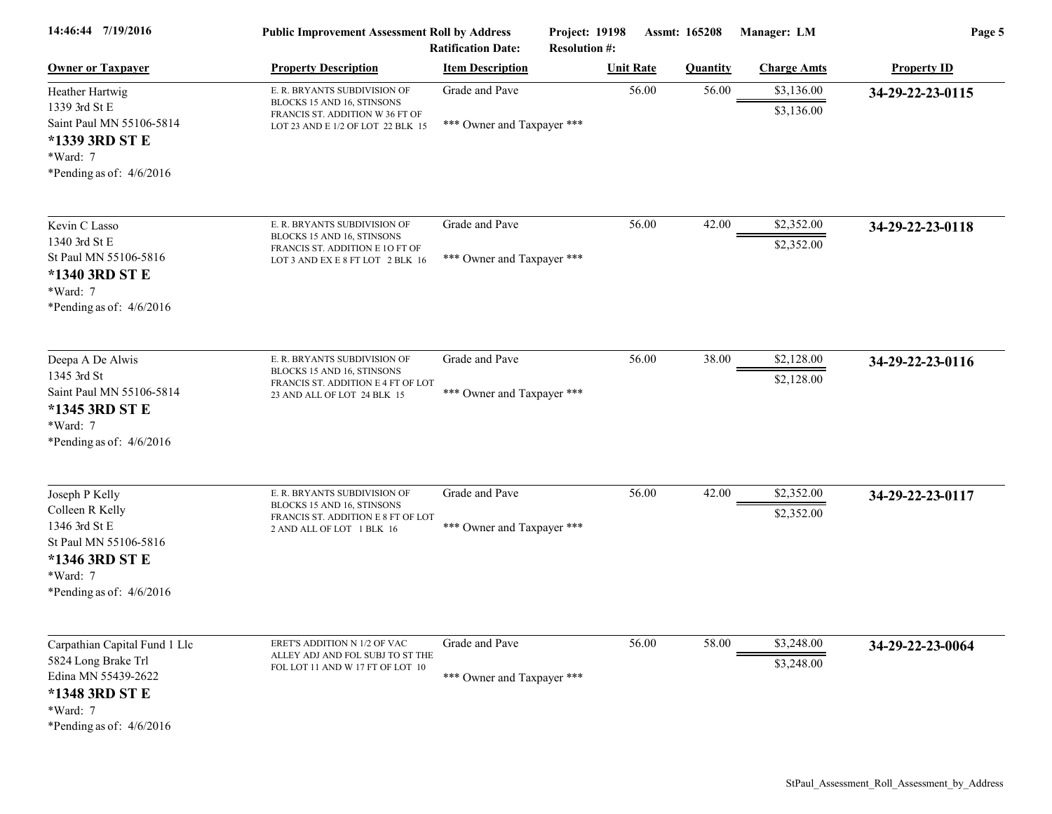**Public Improvement Assessment Roll by Address** — Project: 19198 — Assmt: 165208 — Manager: LM

Ratification Date: — Resolution #:

| Owner or Taxpayer | Property Description | Item Description | Unit Rate | Quantity | Charge Amts | Property ID |
|---|---|---|---|---|---|---|
| Heather Hartwig<br>1339 3rd St E<br>Saint Paul MN 55106-5814<br>**\*1339 3RD ST E**<br>\*Ward: 7<br>\*Pending as of: 4/6/2016 | E. R. BRYANTS SUBDIVISION OF BLOCKS 15 AND 16, STINSONS FRANCIS ST. ADDITION W 36 FT OF LOT 23 AND E 1/2 OF LOT 22 BLK 15 | Grade and Pave<br>\*\*\* Owner and Taxpayer \*\*\* | 56.00 | 56.00 | $3,136.00<br>$3,136.00 | **34-29-22-23-0115** |
| Kevin C Lasso<br>1340 3rd St E<br>St Paul MN 55106-5816<br>**\*1340 3RD ST E**<br>\*Ward: 7<br>\*Pending as of: 4/6/2016 | E. R. BRYANTS SUBDIVISION OF BLOCKS 15 AND 16, STINSONS FRANCIS ST. ADDITION E 1O FT OF LOT 3 AND EX E 8 FT LOT 2 BLK 16 | Grade and Pave<br>\*\*\* Owner and Taxpayer \*\*\* | 56.00 | 42.00 | $2,352.00<br>$2,352.00 | **34-29-22-23-0118** |
| Deepa A De Alwis<br>1345 3rd St<br>Saint Paul MN 55106-5814<br>**\*1345 3RD ST E**<br>\*Ward: 7<br>\*Pending as of: 4/6/2016 | E. R. BRYANTS SUBDIVISION OF BLOCKS 15 AND 16, STINSONS FRANCIS ST. ADDITION E 4 FT OF LOT 23 AND ALL OF LOT 24 BLK 15 | Grade and Pave<br>\*\*\* Owner and Taxpayer \*\*\* | 56.00 | 38.00 | $2,128.00<br>$2,128.00 | **34-29-22-23-0116** |
| Joseph P Kelly<br>Colleen R Kelly<br>1346 3rd St E<br>St Paul MN 55106-5816<br>**\*1346 3RD ST E**<br>\*Ward: 7<br>\*Pending as of: 4/6/2016 | E. R. BRYANTS SUBDIVISION OF BLOCKS 15 AND 16, STINSONS FRANCIS ST. ADDITION E 8 FT OF LOT 2 AND ALL OF LOT 1 BLK 16 | Grade and Pave<br>\*\*\* Owner and Taxpayer \*\*\* | 56.00 | 42.00 | $2,352.00<br>$2,352.00 | **34-29-22-23-0117** |
| Carpathian Capital Fund 1 Llc<br>5824 Long Brake Trl<br>Edina MN 55439-2622<br>**\*1348 3RD ST E**<br>\*Ward: 7<br>\*Pending as of: 4/6/2016 | ERET'S ADDITION N 1/2 OF VAC ALLEY ADJ AND FOL SUBJ TO ST THE FOL LOT 11 AND W 17 FT OF LOT 10 | Grade and Pave<br>\*\*\* Owner and Taxpayer \*\*\* | 56.00 | 58.00 | $3,248.00<br>$3,248.00 | **34-29-22-23-0064** |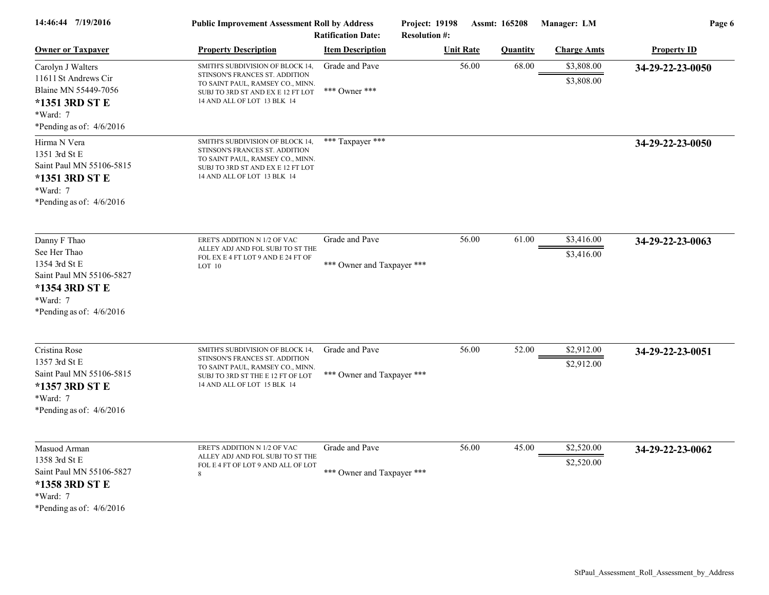| Owner or Taxpayer | Property Description | Item Description | Unit Rate | Quantity | Charge Amts | Property ID |
|---|---|---|---|---|---|---|
| Carolyn J Walters<br>11611 St Andrews Cir<br>Blaine MN 55449-7056<br>**\*1351 3RD ST E**<br>\*Ward: 7<br>\*Pending as of: 4/6/2016 | SMITH'S SUBDIVISION OF BLOCK 14, STINSON'S FRANCES ST. ADDITION TO SAINT PAUL, RAMSEY CO., MINN. SUBJ TO 3RD ST AND EX E 12 FT LOT 14 AND ALL OF LOT 13 BLK 14 | Grade and Pave<br><br>\*\*\* Owner \*\*\* | 56.00 | 68.00 | $3,808.00<br>$3,808.00 | **34-29-22-23-0050** |
| Hirma N Vera<br>1351 3rd St E<br>Saint Paul MN 55106-5815<br>**\*1351 3RD ST E**<br>\*Ward: 7<br>\*Pending as of: 4/6/2016 | SMITH'S SUBDIVISION OF BLOCK 14, STINSON'S FRANCES ST. ADDITION TO SAINT PAUL, RAMSEY CO., MINN. SUBJ TO 3RD ST AND EX E 12 FT LOT 14 AND ALL OF LOT 13 BLK 14 | \*\*\* Taxpayer \*\*\* | | | | **34-29-22-23-0050** |
| Danny F Thao<br>See Her Thao<br>1354 3rd St E<br>Saint Paul MN 55106-5827<br>**\*1354 3RD ST E**<br>\*Ward: 7<br>\*Pending as of: 4/6/2016 | ERET'S ADDITION N 1/2 OF VAC ALLEY ADJ AND FOL SUBJ TO ST THE FOL EX E 4 FT LOT 9 AND E 24 FT OF LOT 10 | Grade and Pave<br><br>\*\*\* Owner and Taxpayer \*\*\* | 56.00 | 61.00 | $3,416.00<br>$3,416.00 | **34-29-22-23-0063** |
| Cristina Rose<br>1357 3rd St E<br>Saint Paul MN 55106-5815<br>**\*1357 3RD ST E**<br>\*Ward: 7<br>\*Pending as of: 4/6/2016 | SMITH'S SUBDIVISION OF BLOCK 14, STINSON'S FRANCES ST. ADDITION TO SAINT PAUL, RAMSEY CO., MINN. SUBJ TO 3RD ST THE E 12 FT OF LOT 14 AND ALL OF LOT 15 BLK 14 | Grade and Pave<br><br>\*\*\* Owner and Taxpayer \*\*\* | 56.00 | 52.00 | $2,912.00<br>$2,912.00 | **34-29-22-23-0051** |
| Masuod Arman<br>1358 3rd St E<br>Saint Paul MN 55106-5827<br>**\*1358 3RD ST E**<br>\*Ward: 7<br>\*Pending as of: 4/6/2016 | ERET'S ADDITION N 1/2 OF VAC ALLEY ADJ AND FOL SUBJ TO ST THE FOL E 4 FT OF LOT 9 AND ALL OF LOT 8 | Grade and Pave<br><br>\*\*\* Owner and Taxpayer \*\*\* | 56.00 | 45.00 | $2,520.00<br>$2,520.00 | **34-29-22-23-0062** |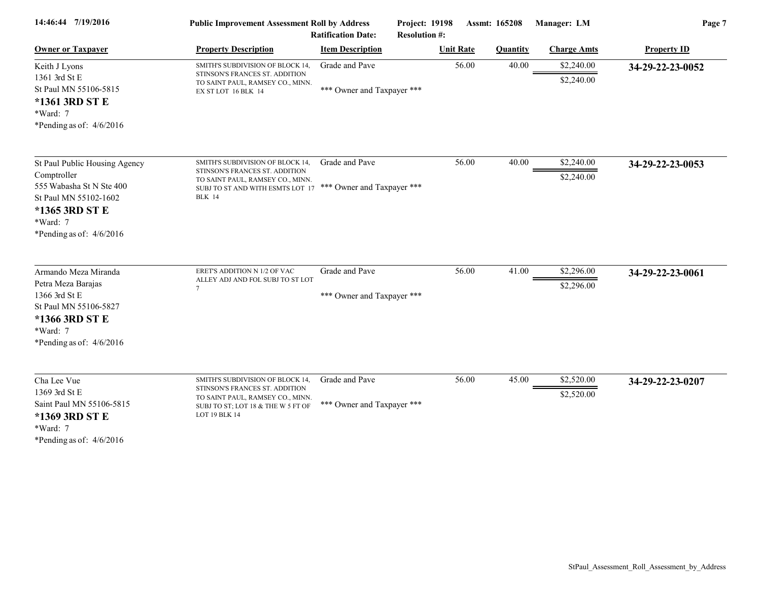**Public Improvement Assessment Roll by Address** — Project: 19198 — Assmt: 165208 — Manager: LM

Ratification Date: — Resolution #:

14:46:44 7/19/2016

| Owner or Taxpayer | Property Description | Item Description | Unit Rate | Quantity | Charge Amts | Property ID |
|---|---|---|---|---|---|---|
| Keith J Lyons<br>1361 3rd St E<br>St Paul MN 55106-5815<br>**\*1361 3RD ST E**<br>\*Ward: 7<br>\*Pending as of: 4/6/2016 | SMITH'S SUBDIVISION OF BLOCK 14, STINSON'S FRANCES ST. ADDITION TO SAINT PAUL, RAMSEY CO., MINN. EX ST LOT 16 BLK 14 | Grade and Pave<br><br>\*\*\* Owner and Taxpayer \*\*\* | 56.00 | 40.00 | \$2,240.00<br><br>\$2,240.00 | **34-29-22-23-0052** |
| St Paul Public Housing Agency<br>Comptroller<br>555 Wabasha St N Ste 400<br>St Paul MN 55102-1602<br>**\*1365 3RD ST E**<br>\*Ward: 7<br>\*Pending as of: 4/6/2016 | SMITH'S SUBDIVISION OF BLOCK 14, STINSON'S FRANCES ST. ADDITION TO SAINT PAUL, RAMSEY CO., MINN. SUBJ TO ST AND WITH ESMTS LOT 17 BLK 14 | Grade and Pave<br><br>\*\*\* Owner and Taxpayer \*\*\* | 56.00 | 40.00 | \$2,240.00<br><br>\$2,240.00 | **34-29-22-23-0053** |
| Armando Meza Miranda<br>Petra Meza Barajas<br>1366 3rd St E<br>St Paul MN 55106-5827<br>**\*1366 3RD ST E**<br>\*Ward: 7<br>\*Pending as of: 4/6/2016 | ERET'S ADDITION N 1/2 OF VAC ALLEY ADJ AND FOL SUBJ TO ST LOT 7 | Grade and Pave<br><br>\*\*\* Owner and Taxpayer \*\*\* | 56.00 | 41.00 | \$2,296.00<br><br>\$2,296.00 | **34-29-22-23-0061** |
| Cha Lee Vue<br>1369 3rd St E<br>Saint Paul MN 55106-5815<br>**\*1369 3RD ST E**<br>\*Ward: 7<br>\*Pending as of: 4/6/2016 | SMITH'S SUBDIVISION OF BLOCK 14, STINSON'S FRANCES ST. ADDITION TO SAINT PAUL, RAMSEY CO., MINN. SUBJ TO ST; LOT 18 & THE W 5 FT OF LOT 19 BLK 14 | Grade and Pave<br><br>\*\*\* Owner and Taxpayer \*\*\* | 56.00 | 45.00 | \$2,520.00<br><br>\$2,520.00 | **34-29-22-23-0207** |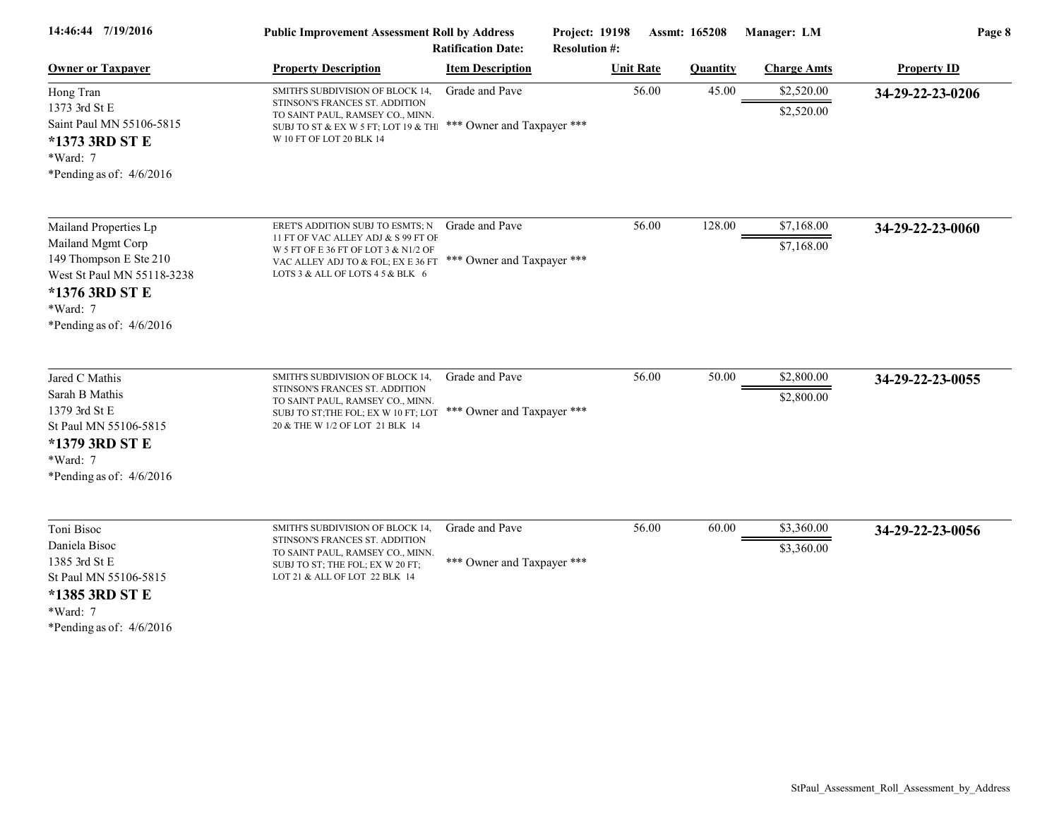**Public Improvement Assessment Roll by Address** — Project: 19198 — Assmt: 165208 — Manager: LM

Ratification Date: — Resolution #:

14:46:44 7/19/2016

| Owner or Taxpayer | Property Description | Item Description | Unit Rate | Quantity | Charge Amts | Property ID |
|---|---|---|---|---|---|---|
| Hong Tran<br>1373 3rd St E<br>Saint Paul MN 55106-5815<br>**\*1373 3RD ST E**<br>\*Ward: 7<br>\*Pending as of: 4/6/2016 | SMITH'S SUBDIVISION OF BLOCK 14, STINSON'S FRANCES ST. ADDITION TO SAINT PAUL, RAMSEY CO., MINN. SUBJ TO ST & EX W 5 FT; LOT 19 & THE W 10 FT OF LOT 20 BLK 14 | Grade and Pave<br>\*\*\* Owner and Taxpayer \*\*\* | 56.00 | 45.00 | $2,520.00<br>$2,520.00 | **34-29-22-23-0206** |
| Mailand Properties Lp<br>Mailand Mgmt Corp<br>149 Thompson E Ste 210<br>West St Paul MN 55118-3238<br>**\*1376 3RD ST E**<br>\*Ward: 7<br>\*Pending as of: 4/6/2016 | ERET'S ADDITION SUBJ TO ESMTS; N 11 FT OF VAC ALLEY ADJ & S 99 FT OF W 5 FT OF E 36 FT OF LOT 3 & N1/2 OF VAC ALLEY ADJ TO & FOL; EX E 36 FT LOTS 3 & ALL OF LOTS 4 5 & BLK 6 | Grade and Pave<br>\*\*\* Owner and Taxpayer \*\*\* | 56.00 | 128.00 | $7,168.00<br>$7,168.00 | **34-29-22-23-0060** |
| Jared C Mathis<br>Sarah B Mathis<br>1379 3rd St E<br>St Paul MN 55106-5815<br>**\*1379 3RD ST E**<br>\*Ward: 7<br>\*Pending as of: 4/6/2016 | SMITH'S SUBDIVISION OF BLOCK 14, STINSON'S FRANCES ST. ADDITION TO SAINT PAUL, RAMSEY CO., MINN. SUBJ TO ST;THE FOL; EX W 10 FT; LOT 20 & THE W 1/2 OF LOT 21 BLK 14 | Grade and Pave<br>\*\*\* Owner and Taxpayer \*\*\* | 56.00 | 50.00 | $2,800.00<br>$2,800.00 | **34-29-22-23-0055** |
| Toni Bisoc<br>Daniela Bisoc<br>1385 3rd St E<br>St Paul MN 55106-5815<br>**\*1385 3RD ST E**<br>\*Ward: 7<br>\*Pending as of: 4/6/2016 | SMITH'S SUBDIVISION OF BLOCK 14, STINSON'S FRANCES ST. ADDITION TO SAINT PAUL, RAMSEY CO., MINN. SUBJ TO ST; THE FOL; EX W 20 FT; LOT 21 & ALL OF LOT 22 BLK 14 | Grade and Pave<br>\*\*\* Owner and Taxpayer \*\*\* | 56.00 | 60.00 | $3,360.00<br>$3,360.00 | **34-29-22-23-0056** |

StPaul_Assessment_Roll_Assessment_by_Address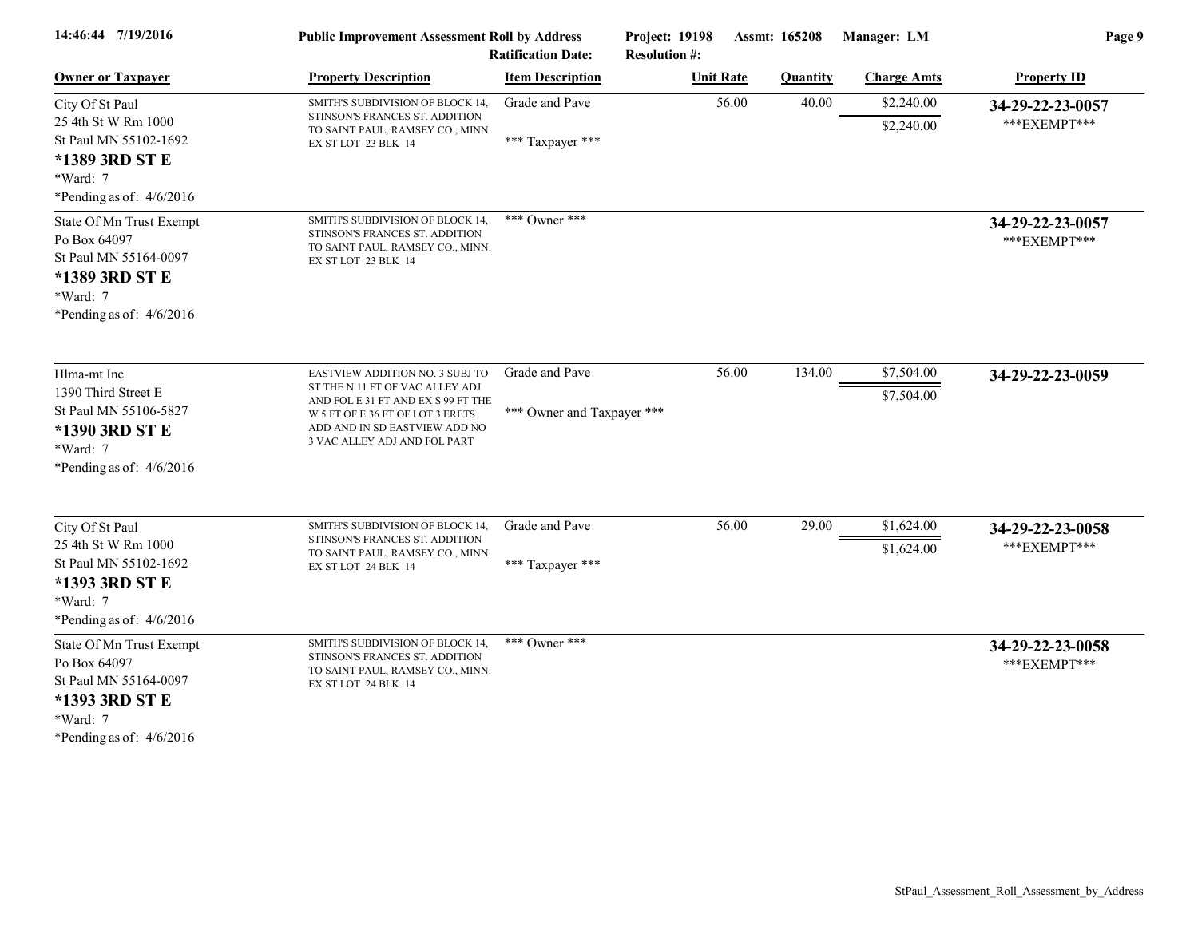14:46:44 7/19/2016 **Public Improvement Assessment Roll by Address** **Project: 19198** **Assmt: 165208** **Manager: LM**

**Ratification Date:** **Resolution #:**

| Owner or Taxpayer | Property Description | Item Description | Unit Rate | Quantity | Charge Amts | Property ID |
|---|---|---|---|---|---|---|
| City Of St Paul<br>25 4th St W Rm 1000<br>St Paul MN 55102-1692<br>**\*1389 3RD ST E**<br>\*Ward: 7<br>\*Pending as of: 4/6/2016 | SMITH'S SUBDIVISION OF BLOCK 14, STINSON'S FRANCES ST. ADDITION TO SAINT PAUL, RAMSEY CO., MINN. EX ST LOT 23 BLK 14 | Grade and Pave<br><br>\*\*\* Taxpayer \*\*\* | 56.00 | 40.00 | $2,240.00<br>$2,240.00 | **34-29-22-23-0057**<br>\*\*\*EXEMPT\*\*\* |
| State Of Mn Trust Exempt<br>Po Box 64097<br>St Paul MN 55164-0097<br>**\*1389 3RD ST E**<br>\*Ward: 7<br>\*Pending as of: 4/6/2016 | SMITH'S SUBDIVISION OF BLOCK 14, STINSON'S FRANCES ST. ADDITION TO SAINT PAUL, RAMSEY CO., MINN. EX ST LOT 23 BLK 14 | \*\*\* Owner \*\*\* | | | | **34-29-22-23-0057**<br>\*\*\*EXEMPT\*\*\* |
| Hlma-mt Inc<br>1390 Third Street E<br>St Paul MN 55106-5827<br>**\*1390 3RD ST E**<br>\*Ward: 7<br>\*Pending as of: 4/6/2016 | EASTVIEW ADDITION NO. 3 SUBJ TO ST THE N 11 FT OF VAC ALLEY ADJ AND FOL E 31 FT AND EX S 99 FT THE W 5 FT OF E 36 FT OF LOT 3 ERETS ADD AND IN SD EASTVIEW ADD NO 3 VAC ALLEY ADJ AND FOL PART | Grade and Pave<br><br>\*\*\* Owner and Taxpayer \*\*\* | 56.00 | 134.00 | $7,504.00<br>$7,504.00 | **34-29-22-23-0059** |
| City Of St Paul<br>25 4th St W Rm 1000<br>St Paul MN 55102-1692<br>**\*1393 3RD ST E**<br>\*Ward: 7<br>\*Pending as of: 4/6/2016 | SMITH'S SUBDIVISION OF BLOCK 14, STINSON'S FRANCES ST. ADDITION TO SAINT PAUL, RAMSEY CO., MINN. EX ST LOT 24 BLK 14 | Grade and Pave<br><br>\*\*\* Taxpayer \*\*\* | 56.00 | 29.00 | $1,624.00<br>$1,624.00 | **34-29-22-23-0058**<br>\*\*\*EXEMPT\*\*\* |
| State Of Mn Trust Exempt<br>Po Box 64097<br>St Paul MN 55164-0097<br>**\*1393 3RD ST E**<br>\*Ward: 7<br>\*Pending as of: 4/6/2016 | SMITH'S SUBDIVISION OF BLOCK 14, STINSON'S FRANCES ST. ADDITION TO SAINT PAUL, RAMSEY CO., MINN. EX ST LOT 24 BLK 14 | \*\*\* Owner \*\*\* | | | | **34-29-22-23-0058**<br>\*\*\*EXEMPT\*\*\* |

StPaul_Assessment_Roll_Assessment_by_Address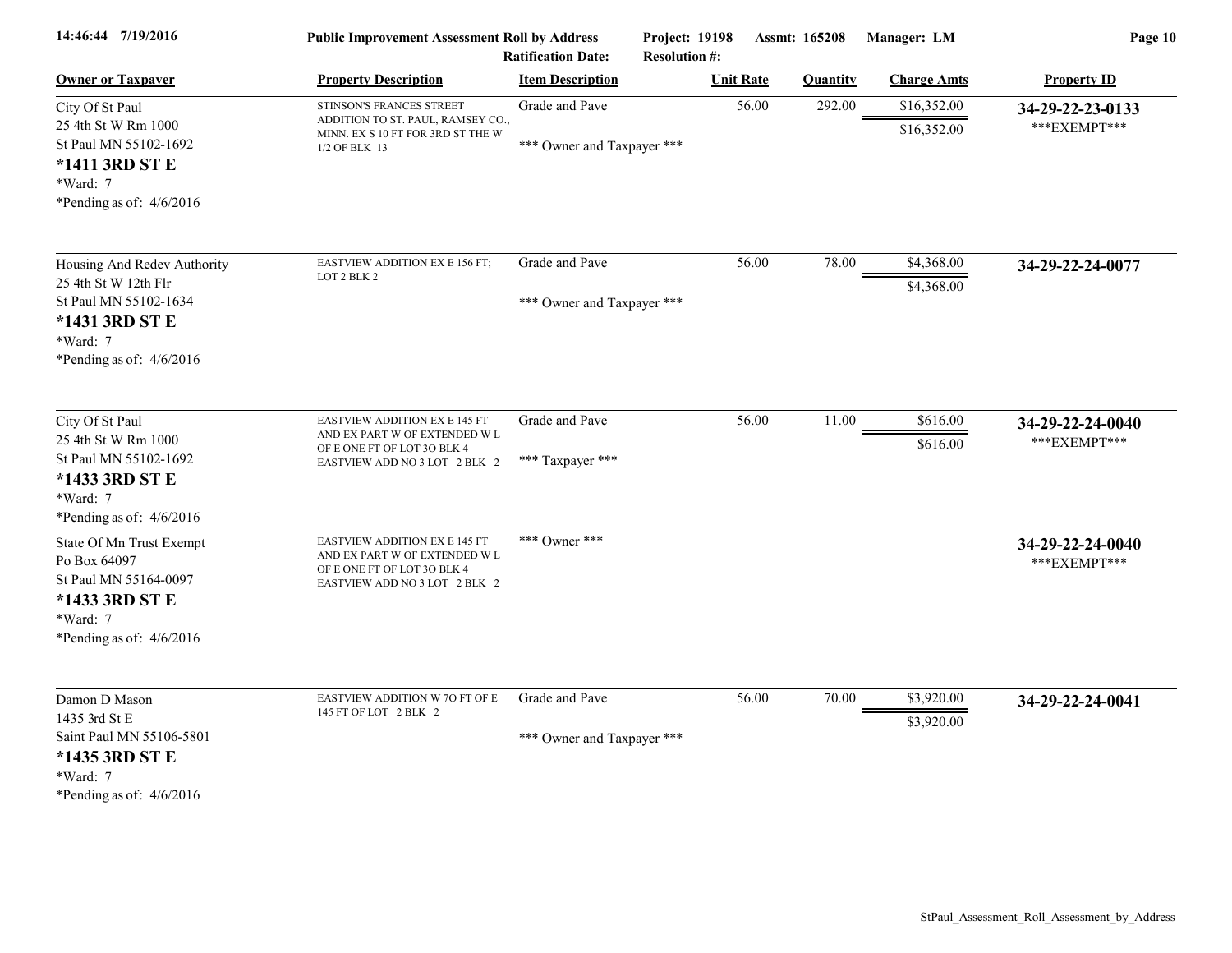**Public Improvement Assessment Roll by Address**

Ratification Date: | Resolution #: | Project: 19198 | Assmt: 165208 | Manager: LM

14:46:44 7/19/2016

| Owner or Taxpayer | Property Description | Item Description | Unit Rate | Quantity | Charge Amts | Property ID |
|---|---|---|---|---|---|---|
| City Of St Paul<br>25 4th St W Rm 1000<br>St Paul MN 55102-1692<br>**\*1411 3RD ST E**<br>\*Ward: 7<br>\*Pending as of: 4/6/2016 | STINSON'S FRANCES STREET ADDITION TO ST. PAUL, RAMSEY CO., MINN. EX S 10 FT FOR 3RD ST THE W 1/2 OF BLK 13 | Grade and Pave<br><br>\*\*\* Owner and Taxpayer \*\*\* | 56.00 | 292.00 | $16,352.00<br>$16,352.00 | **34-29-22-23-0133**<br>\*\*\*EXEMPT\*\*\* |
| Housing And Redev Authority<br>25 4th St W 12th Flr<br>St Paul MN 55102-1634<br>**\*1431 3RD ST E**<br>\*Ward: 7<br>\*Pending as of: 4/6/2016 | EASTVIEW ADDITION EX E 156 FT; LOT 2 BLK 2 | Grade and Pave<br><br>\*\*\* Owner and Taxpayer \*\*\* | 56.00 | 78.00 | $4,368.00<br>$4,368.00 | **34-29-22-24-0077** |
| City Of St Paul<br>25 4th St W Rm 1000<br>St Paul MN 55102-1692<br>**\*1433 3RD ST E**<br>\*Ward: 7<br>\*Pending as of: 4/6/2016 | EASTVIEW ADDITION EX E 145 FT AND EX PART W OF EXTENDED W L OF E ONE FT OF LOT 3O BLK 4 EASTVIEW ADD NO 3 LOT 2 BLK 2 | Grade and Pave<br><br>\*\*\* Taxpayer \*\*\* | 56.00 | 11.00 | $616.00<br>$616.00 | **34-29-22-24-0040**<br>\*\*\*EXEMPT\*\*\* |
| State Of Mn Trust Exempt<br>Po Box 64097<br>St Paul MN 55164-0097<br>**\*1433 3RD ST E**<br>\*Ward: 7<br>\*Pending as of: 4/6/2016 | EASTVIEW ADDITION EX E 145 FT AND EX PART W OF EXTENDED W L OF E ONE FT OF LOT 3O BLK 4 EASTVIEW ADD NO 3 LOT 2 BLK 2 | \*\*\* Owner \*\*\* | | | | **34-29-22-24-0040**<br>\*\*\*EXEMPT\*\*\* |
| Damon D Mason<br>1435 3rd St E<br>Saint Paul MN 55106-5801<br>**\*1435 3RD ST E**<br>\*Ward: 7<br>\*Pending as of: 4/6/2016 | EASTVIEW ADDITION W 7O FT OF E 145 FT OF LOT 2 BLK 2 | Grade and Pave<br><br>\*\*\* Owner and Taxpayer \*\*\* | 56.00 | 70.00 | $3,920.00<br>$3,920.00 | **34-29-22-24-0041** |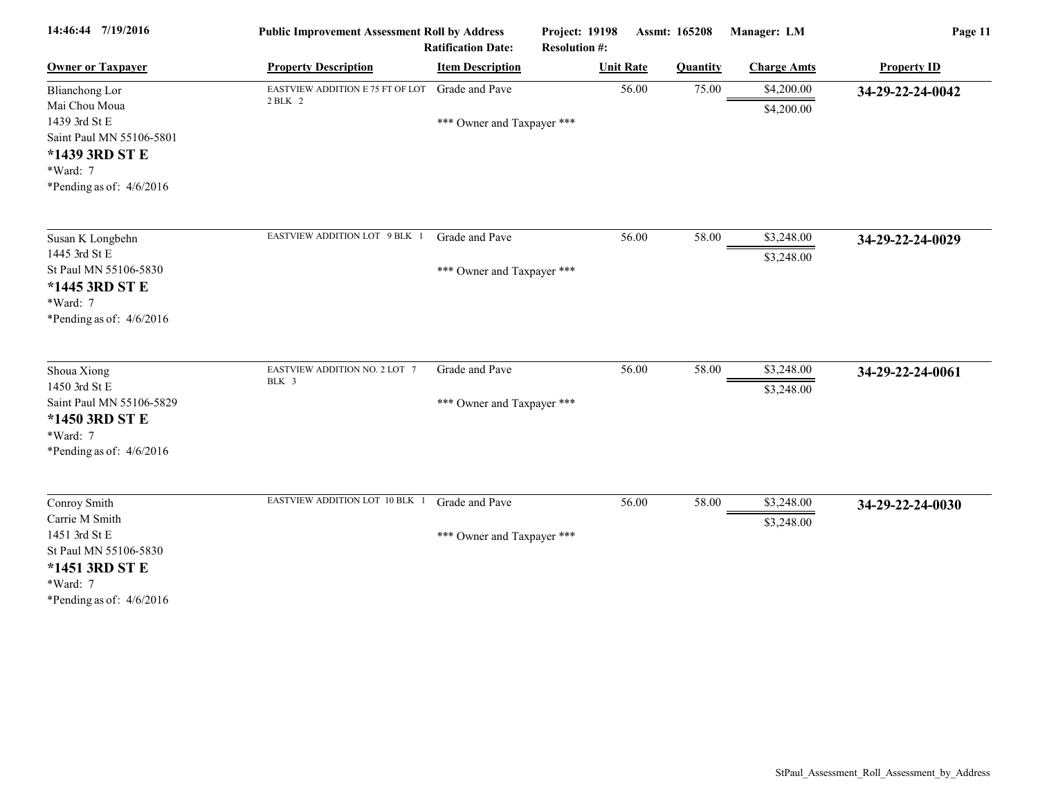**Public Improvement Assessment Roll by Address** — Project: 19198 — Assmt: 165208 — Manager: LM
Ratification Date: — Resolution #:

| Owner or Taxpayer | Property Description | Item Description | Unit Rate | Quantity | Charge Amts | Property ID |
|---|---|---|---|---|---|---|
| Blianchong Lor<br>Mai Chou Moua<br>1439 3rd St E<br>Saint Paul MN 55106-5801<br>**\*1439 3RD ST E**<br>\*Ward: 7<br>\*Pending as of: 4/6/2016 | EASTVIEW ADDITION E 75 FT OF LOT 2 BLK 2 | Grade and Pave<br>\*\*\* Owner and Taxpayer \*\*\* | 56.00 | 75.00 | $4,200.00<br>$4,200.00 | **34-29-22-24-0042** |
| Susan K Longbehn<br>1445 3rd St E<br>St Paul MN 55106-5830<br>**\*1445 3RD ST E**<br>\*Ward: 7<br>\*Pending as of: 4/6/2016 | EASTVIEW ADDITION LOT 9 BLK 1 | Grade and Pave<br>\*\*\* Owner and Taxpayer \*\*\* | 56.00 | 58.00 | $3,248.00<br>$3,248.00 | **34-29-22-24-0029** |
| Shoua Xiong<br>1450 3rd St E<br>Saint Paul MN 55106-5829<br>**\*1450 3RD ST E**<br>\*Ward: 7<br>\*Pending as of: 4/6/2016 | EASTVIEW ADDITION NO. 2 LOT 7 BLK 3 | Grade and Pave<br>\*\*\* Owner and Taxpayer \*\*\* | 56.00 | 58.00 | $3,248.00<br>$3,248.00 | **34-29-22-24-0061** |
| Conroy Smith<br>Carrie M Smith<br>1451 3rd St E<br>St Paul MN 55106-5830<br>**\*1451 3RD ST E**<br>\*Ward: 7<br>\*Pending as of: 4/6/2016 | EASTVIEW ADDITION LOT 10 BLK 1 | Grade and Pave<br>\*\*\* Owner and Taxpayer \*\*\* | 56.00 | 58.00 | $3,248.00<br>$3,248.00 | **34-29-22-24-0030** |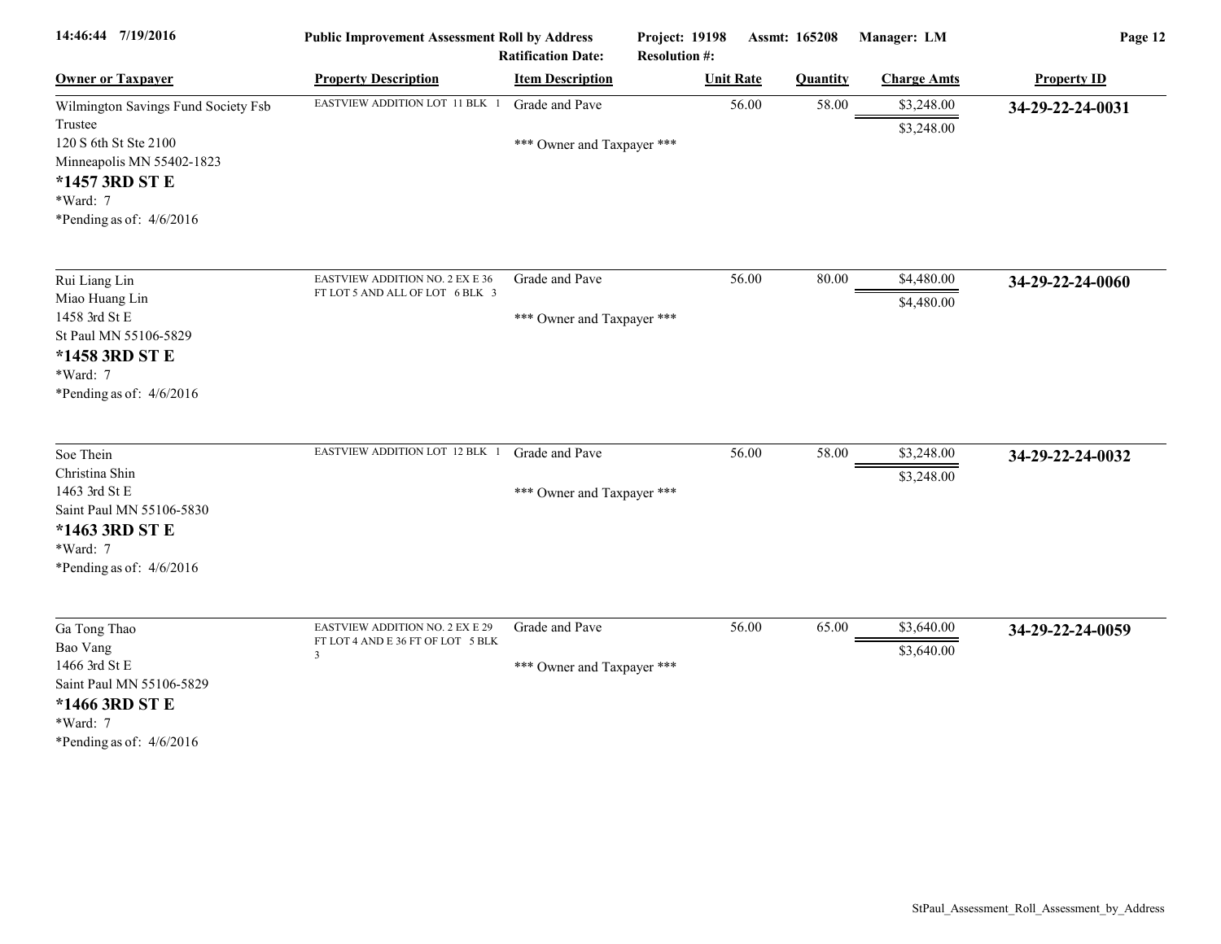**Public Improvement Assessment Roll by Address**

Project: 19198 | Assmt: 165208 | Manager: LM

Ratification Date: | Resolution #:

| Owner or Taxpayer | Property Description | Item Description | Unit Rate | Quantity | Charge Amts | Property ID |
|---|---|---|---|---|---|---|
| Wilmington Savings Fund Society Fsb Trustee<br>120 S 6th St Ste 2100<br>Minneapolis MN 55402-1823<br>**\*1457 3RD ST E**<br>\*Ward: 7<br>\*Pending as of: 4/6/2016 | EASTVIEW ADDITION LOT 11 BLK 1 | Grade and Pave<br>\*\*\* Owner and Taxpayer \*\*\* | 56.00 | 58.00 | $3,248.00<br>$3,248.00 | **34-29-22-24-0031** |
| Rui Liang Lin<br>Miao Huang Lin<br>1458 3rd St E<br>St Paul MN 55106-5829<br>**\*1458 3RD ST E**<br>\*Ward: 7<br>\*Pending as of: 4/6/2016 | EASTVIEW ADDITION NO. 2 EX E 36 FT LOT 5 AND ALL OF LOT 6 BLK 3 | Grade and Pave<br>\*\*\* Owner and Taxpayer \*\*\* | 56.00 | 80.00 | $4,480.00<br>$4,480.00 | **34-29-22-24-0060** |
| Soe Thein<br>Christina Shin<br>1463 3rd St E<br>Saint Paul MN 55106-5830<br>**\*1463 3RD ST E**<br>\*Ward: 7<br>\*Pending as of: 4/6/2016 | EASTVIEW ADDITION LOT 12 BLK 1 | Grade and Pave<br>\*\*\* Owner and Taxpayer \*\*\* | 56.00 | 58.00 | $3,248.00<br>$3,248.00 | **34-29-22-24-0032** |
| Ga Tong Thao<br>Bao Vang<br>1466 3rd St E<br>Saint Paul MN 55106-5829<br>**\*1466 3RD ST E**<br>\*Ward: 7<br>\*Pending as of: 4/6/2016 | EASTVIEW ADDITION NO. 2 EX E 29 FT LOT 4 AND E 36 FT OF LOT 5 BLK 3 | Grade and Pave<br>\*\*\* Owner and Taxpayer \*\*\* | 56.00 | 65.00 | $3,640.00<br>$3,640.00 | **34-29-22-24-0059** |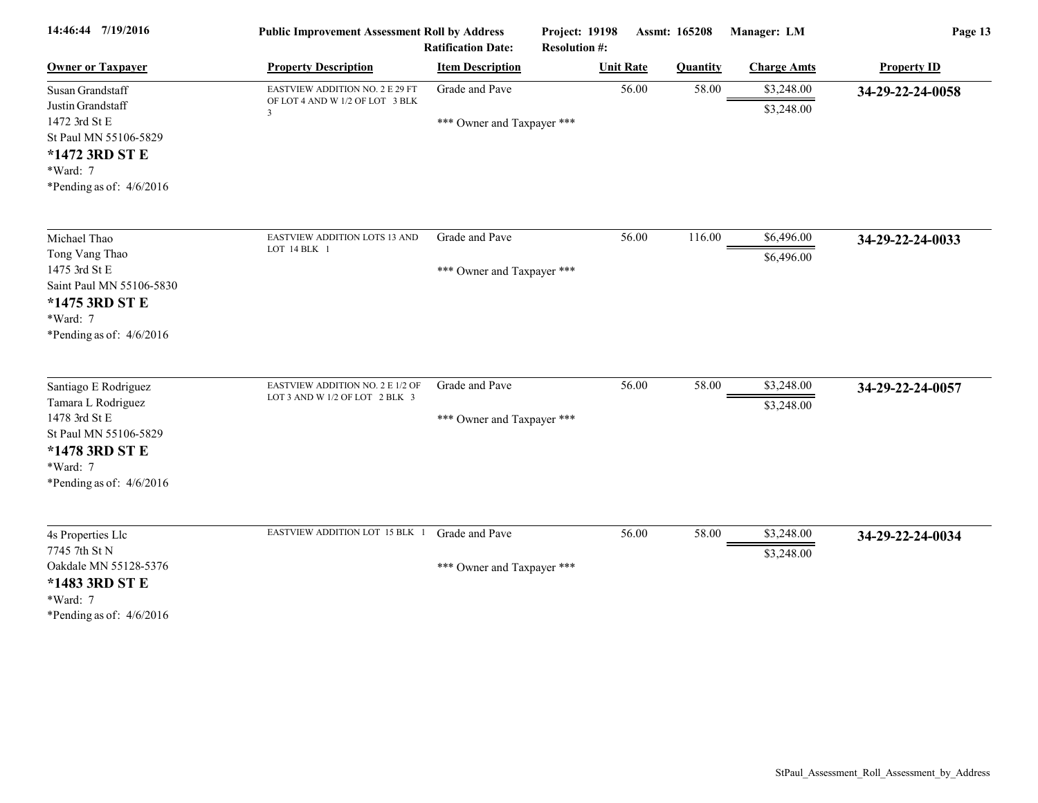Public Improvement Assessment Roll by Address
Ratification Date:
Project: 19198 Assmt: 165208 Manager: LM
Resolution #:

| Owner or Taxpayer | Property Description | Item Description | Unit Rate | Quantity | Charge Amts | Property ID |
|---|---|---|---|---|---|---|
| Susan Grandstaff<br>Justin Grandstaff<br>1472 3rd St E<br>St Paul MN 55106-5829<br>**\*1472 3RD ST E**<br>\*Ward: 7<br>\*Pending as of: 4/6/2016 | EASTVIEW ADDITION NO. 2 E 29 FT OF LOT 4 AND W 1/2 OF LOT 3 BLK 3 | Grade and Pave<br><br>\*\*\* Owner and Taxpayer \*\*\* | 56.00 | 58.00 | $3,248.00<br>$3,248.00 | **34-29-22-24-0058** |
| Michael Thao<br>Tong Vang Thao<br>1475 3rd St E<br>Saint Paul MN 55106-5830<br>**\*1475 3RD ST E**<br>\*Ward: 7<br>\*Pending as of: 4/6/2016 | EASTVIEW ADDITION LOTS 13 AND LOT 14 BLK 1 | Grade and Pave<br><br>\*\*\* Owner and Taxpayer \*\*\* | 56.00 | 116.00 | $6,496.00<br>$6,496.00 | **34-29-22-24-0033** |
| Santiago E Rodriguez<br>Tamara L Rodriguez<br>1478 3rd St E<br>St Paul MN 55106-5829<br>**\*1478 3RD ST E**<br>\*Ward: 7<br>\*Pending as of: 4/6/2016 | EASTVIEW ADDITION NO. 2 E 1/2 OF LOT 3 AND W 1/2 OF LOT 2 BLK 3 | Grade and Pave<br><br>\*\*\* Owner and Taxpayer \*\*\* | 56.00 | 58.00 | $3,248.00<br>$3,248.00 | **34-29-22-24-0057** |
| 4s Properties Llc<br>7745 7th St N<br>Oakdale MN 55128-5376<br>**\*1483 3RD ST E**<br>\*Ward: 7<br>\*Pending as of: 4/6/2016 | EASTVIEW ADDITION LOT 15 BLK 1 | Grade and Pave<br><br>\*\*\* Owner and Taxpayer \*\*\* | 56.00 | 58.00 | $3,248.00<br>$3,248.00 | **34-29-22-24-0034** |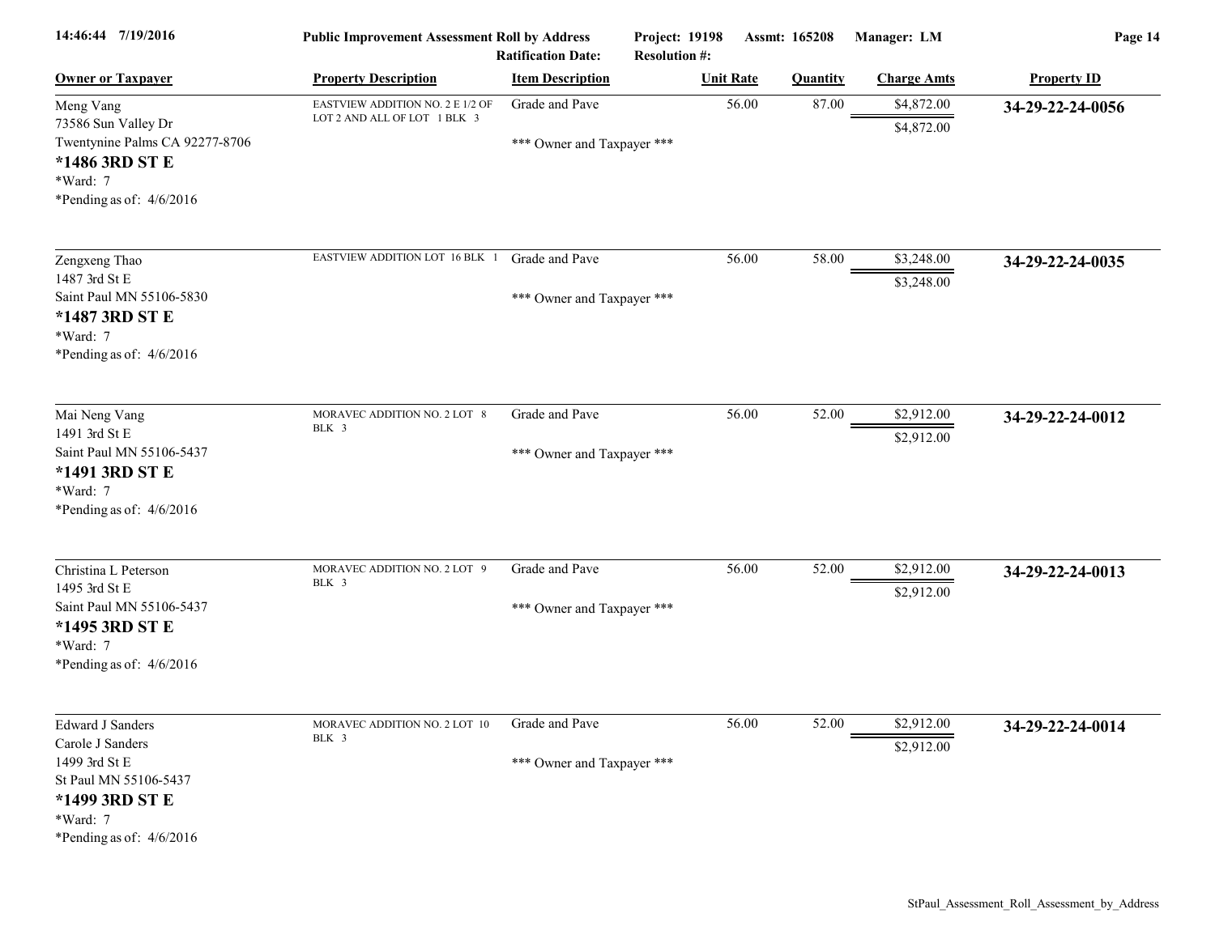| Owner or Taxpayer | Property Description | Item Description | Unit Rate | Quantity | Charge Amts | Property ID |
|---|---|---|---|---|---|---|
| Meng Vang<br>73586 Sun Valley Dr<br>Twentynine Palms CA 92277-8706<br>**\*1486 3RD ST E**<br>\*Ward: 7<br>\*Pending as of: 4/6/2016 | EASTVIEW ADDITION NO. 2 E 1/2 OF LOT 2 AND ALL OF LOT 1 BLK 3 | Grade and Pave<br>\*\*\* Owner and Taxpayer \*\*\* | 56.00 | 87.00 | $4,872.00<br>$4,872.00 | **34-29-22-24-0056** |
| Zengxeng Thao<br>1487 3rd St E<br>Saint Paul MN 55106-5830<br>**\*1487 3RD ST E**<br>\*Ward: 7<br>\*Pending as of: 4/6/2016 | EASTVIEW ADDITION LOT 16 BLK 1 | Grade and Pave<br>\*\*\* Owner and Taxpayer \*\*\* | 56.00 | 58.00 | $3,248.00<br>$3,248.00 | **34-29-22-24-0035** |
| Mai Neng Vang<br>1491 3rd St E<br>Saint Paul MN 55106-5437<br>**\*1491 3RD ST E**<br>\*Ward: 7<br>\*Pending as of: 4/6/2016 | MORAVEC ADDITION NO. 2 LOT 8 BLK 3 | Grade and Pave<br>\*\*\* Owner and Taxpayer \*\*\* | 56.00 | 52.00 | $2,912.00<br>$2,912.00 | **34-29-22-24-0012** |
| Christina L Peterson<br>1495 3rd St E<br>Saint Paul MN 55106-5437<br>**\*1495 3RD ST E**<br>\*Ward: 7<br>\*Pending as of: 4/6/2016 | MORAVEC ADDITION NO. 2 LOT 9 BLK 3 | Grade and Pave<br>\*\*\* Owner and Taxpayer \*\*\* | 56.00 | 52.00 | $2,912.00<br>$2,912.00 | **34-29-22-24-0013** |
| Edward J Sanders<br>Carole J Sanders<br>1499 3rd St E<br>St Paul MN 55106-5437<br>**\*1499 3RD ST E**<br>\*Ward: 7<br>\*Pending as of: 4/6/2016 | MORAVEC ADDITION NO. 2 LOT 10 BLK 3 | Grade and Pave<br>\*\*\* Owner and Taxpayer \*\*\* | 56.00 | 52.00 | $2,912.00<br>$2,912.00 | **34-29-22-24-0014** |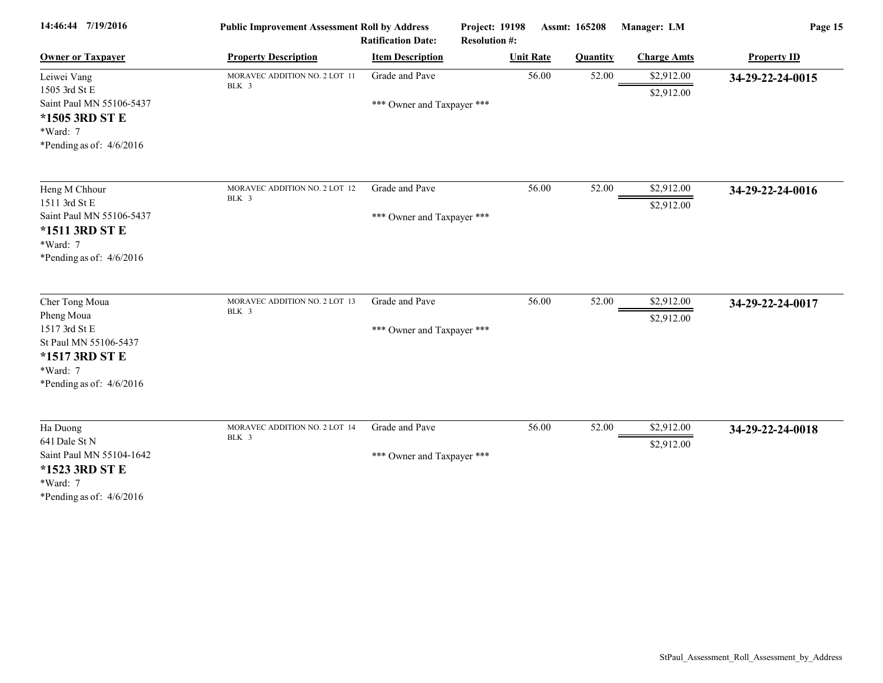| Owner or Taxpayer | Property Description | Item Description | Unit Rate | Quantity | Charge Amts | Property ID |
|---|---|---|---|---|---|---|
| Leiwei Vang<br>1505 3rd St E<br>Saint Paul MN 55106-5437<br>**\*1505 3RD ST E**<br>\*Ward: 7<br>\*Pending as of: 4/6/2016 | MORAVEC ADDITION NO. 2 LOT 11 BLK 3 | Grade and Pave<br><br>\*\*\* Owner and Taxpayer \*\*\* | 56.00 | 52.00 | $2,912.00<br>$2,912.00 | **34-29-22-24-0015** |
| Heng M Chhour<br>1511 3rd St E<br>Saint Paul MN 55106-5437<br>**\*1511 3RD ST E**<br>\*Ward: 7<br>\*Pending as of: 4/6/2016 | MORAVEC ADDITION NO. 2 LOT 12 BLK 3 | Grade and Pave<br><br>\*\*\* Owner and Taxpayer \*\*\* | 56.00 | 52.00 | $2,912.00<br>$2,912.00 | **34-29-22-24-0016** |
| Cher Tong Moua<br>Pheng Moua<br>1517 3rd St E<br>St Paul MN 55106-5437<br>**\*1517 3RD ST E**<br>\*Ward: 7<br>\*Pending as of: 4/6/2016 | MORAVEC ADDITION NO. 2 LOT 13 BLK 3 | Grade and Pave<br><br>\*\*\* Owner and Taxpayer \*\*\* | 56.00 | 52.00 | $2,912.00<br>$2,912.00 | **34-29-22-24-0017** |
| Ha Duong<br>641 Dale St N<br>Saint Paul MN 55104-1642<br>**\*1523 3RD ST E**<br>\*Ward: 7<br>\*Pending as of: 4/6/2016 | MORAVEC ADDITION NO. 2 LOT 14 BLK 3 | Grade and Pave<br><br>\*\*\* Owner and Taxpayer \*\*\* | 56.00 | 52.00 | $2,912.00<br>$2,912.00 | **34-29-22-24-0018** |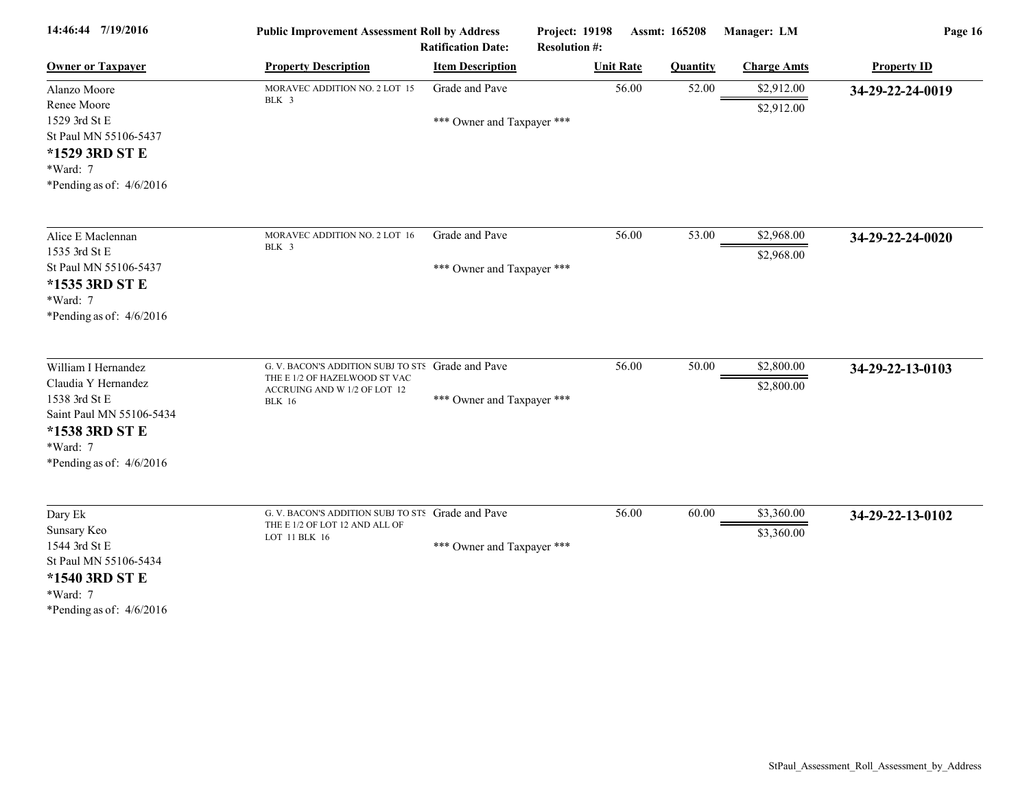| Owner or Taxpayer | Property Description | Item Description | Unit Rate | Quantity | Charge Amts | Property ID |
|---|---|---|---|---|---|---|
| Alanzo Moore<br>Renee Moore<br>1529 3rd St E<br>St Paul MN 55106-5437<br>**\*1529 3RD ST E**<br>\*Ward: 7<br>\*Pending as of: 4/6/2016 | MORAVEC ADDITION NO. 2 LOT 15 BLK 3 | Grade and Pave<br>\*\*\* Owner and Taxpayer \*\*\* | 56.00 | 52.00 | $2,912.00<br>$2,912.00 | **34-29-22-24-0019** |
| Alice E Maclennan<br>1535 3rd St E<br>St Paul MN 55106-5437<br>**\*1535 3RD ST E**<br>\*Ward: 7<br>\*Pending as of: 4/6/2016 | MORAVEC ADDITION NO. 2 LOT 16 BLK 3 | Grade and Pave<br>\*\*\* Owner and Taxpayer \*\*\* | 56.00 | 53.00 | $2,968.00<br>$2,968.00 | **34-29-22-24-0020** |
| William I Hernandez<br>Claudia Y Hernandez<br>1538 3rd St E<br>Saint Paul MN 55106-5434<br>**\*1538 3RD ST E**<br>\*Ward: 7<br>\*Pending as of: 4/6/2016 | G. V. BACON'S ADDITION SUBJ TO STS THE E 1/2 OF HAZELWOOD ST VAC ACCRUING AND W 1/2 OF LOT 12 BLK 16 | Grade and Pave<br>\*\*\* Owner and Taxpayer \*\*\* | 56.00 | 50.00 | $2,800.00<br>$2,800.00 | **34-29-22-13-0103** |
| Dary Ek<br>Sunsary Keo<br>1544 3rd St E<br>St Paul MN 55106-5434<br>**\*1540 3RD ST E**<br>\*Ward: 7<br>\*Pending as of: 4/6/2016 | G. V. BACON'S ADDITION SUBJ TO STS THE E 1/2 OF LOT 12 AND ALL OF LOT 11 BLK 16 | Grade and Pave<br>\*\*\* Owner and Taxpayer \*\*\* | 56.00 | 60.00 | $3,360.00<br>$3,360.00 | **34-29-22-13-0102** |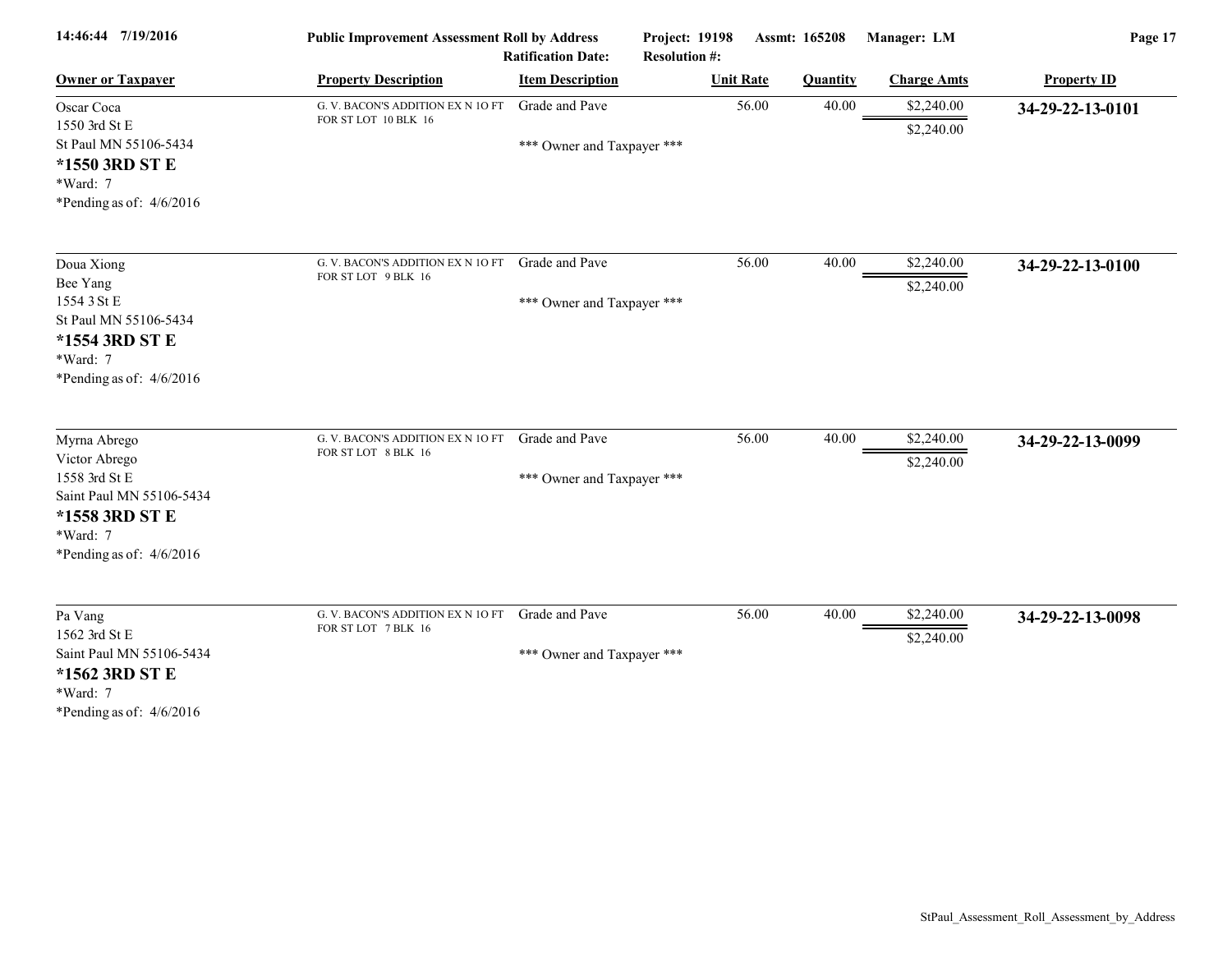Public Improvement Assessment Roll by Address

Project: 19198 Assmt: 165208 Manager: LM

Ratification Date: Resolution #:

| Owner or Taxpayer | Property Description | Item Description | Unit Rate | Quantity | Charge Amts | Property ID |
|---|---|---|---|---|---|---|
| Oscar Coca<br>1550 3rd St E<br>St Paul MN 55106-5434<br>**\*1550 3RD ST E**<br>\*Ward: 7<br>\*Pending as of: 4/6/2016 | G. V. BACON'S ADDITION EX N 1O FT FOR ST LOT 10 BLK 16 | Grade and Pave<br><br>\*\*\* Owner and Taxpayer \*\*\* | 56.00 | 40.00 | $2,240.00<br>$2,240.00 | **34-29-22-13-0101** |
| Doua Xiong<br>Bee Yang<br>1554 3 St E<br>St Paul MN 55106-5434<br>**\*1554 3RD ST E**<br>\*Ward: 7<br>\*Pending as of: 4/6/2016 | G. V. BACON'S ADDITION EX N 1O FT FOR ST LOT 9 BLK 16 | Grade and Pave<br><br>\*\*\* Owner and Taxpayer \*\*\* | 56.00 | 40.00 | $2,240.00<br>$2,240.00 | **34-29-22-13-0100** |
| Myrna Abrego<br>Victor Abrego<br>1558 3rd St E<br>Saint Paul MN 55106-5434<br>**\*1558 3RD ST E**<br>\*Ward: 7<br>\*Pending as of: 4/6/2016 | G. V. BACON'S ADDITION EX N 1O FT FOR ST LOT 8 BLK 16 | Grade and Pave<br><br>\*\*\* Owner and Taxpayer \*\*\* | 56.00 | 40.00 | $2,240.00<br>$2,240.00 | **34-29-22-13-0099** |
| Pa Vang<br>1562 3rd St E<br>Saint Paul MN 55106-5434<br>**\*1562 3RD ST E**<br>\*Ward: 7<br>\*Pending as of: 4/6/2016 | G. V. BACON'S ADDITION EX N 1O FT FOR ST LOT 7 BLK 16 | Grade and Pave<br><br>\*\*\* Owner and Taxpayer \*\*\* | 56.00 | 40.00 | $2,240.00<br>$2,240.00 | **34-29-22-13-0098** |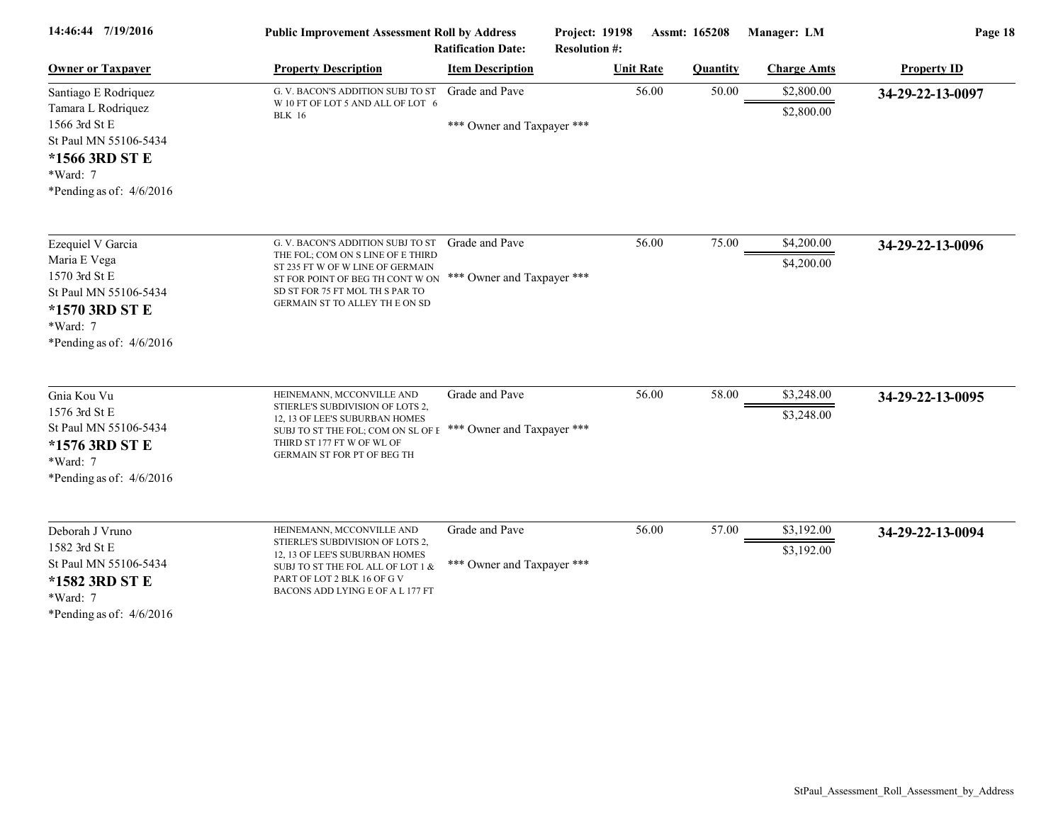**Public Improvement Assessment Roll by Address** | Ratification Date: | Project: 19198 | Resolution #: | Assmt: 165208 | Manager: LM

| Owner or Taxpayer | Property Description | Item Description | Unit Rate | Quantity | Charge Amts | Property ID |
|---|---|---|---|---|---|---|
| Santiago E Rodriquez<br>Tamara L Rodriquez<br>1566 3rd St E<br>St Paul MN 55106-5434<br>**\*1566 3RD ST E**<br>\*Ward: 7<br>\*Pending as of: 4/6/2016 | G. V. BACON'S ADDITION SUBJ TO ST W 10 FT OF LOT 5 AND ALL OF LOT 6 BLK 16 | Grade and Pave<br><br>\*\*\* Owner and Taxpayer \*\*\* | 56.00 | 50.00 | $2,800.00<br>$2,800.00 | **34-29-22-13-0097** |
| Ezequiel V Garcia<br>Maria E Vega<br>1570 3rd St E<br>St Paul MN 55106-5434<br>**\*1570 3RD ST E**<br>\*Ward: 7<br>\*Pending as of: 4/6/2016 | G. V. BACON'S ADDITION SUBJ TO ST THE FOL; COM ON S LINE OF E THIRD ST 235 FT W OF W LINE OF GERMAIN ST FOR POINT OF BEG TH CONT W ON SD ST FOR 75 FT MOL TH S PAR TO GERMAIN ST TO ALLEY TH E ON SD | Grade and Pave<br><br>\*\*\* Owner and Taxpayer \*\*\* | 56.00 | 75.00 | $4,200.00<br>$4,200.00 | **34-29-22-13-0096** |
| Gnia Kou Vu<br>1576 3rd St E<br>St Paul MN 55106-5434<br>**\*1576 3RD ST E**<br>\*Ward: 7<br>\*Pending as of: 4/6/2016 | HEINEMANN, MCCONVILLE AND STIERLE'S SUBDIVISION OF LOTS 2, 12, 13 OF LEE'S SUBURBAN HOMES SUBJ TO ST THE FOL; COM ON SL OF E THIRD ST 177 FT W OF WL OF GERMAIN ST FOR PT OF BEG TH | Grade and Pave<br><br>\*\*\* Owner and Taxpayer \*\*\* | 56.00 | 58.00 | $3,248.00<br>$3,248.00 | **34-29-22-13-0095** |
| Deborah J Vruno<br>1582 3rd St E<br>St Paul MN 55106-5434<br>**\*1582 3RD ST E**<br>\*Ward: 7<br>\*Pending as of: 4/6/2016 | HEINEMANN, MCCONVILLE AND STIERLE'S SUBDIVISION OF LOTS 2, 12, 13 OF LEE'S SUBURBAN HOMES SUBJ TO ST THE FOL ALL OF LOT 1 & PART OF LOT 2 BLK 16 OF G V BACONS ADD LYING E OF A L 177 FT | Grade and Pave<br><br>\*\*\* Owner and Taxpayer \*\*\* | 56.00 | 57.00 | $3,192.00<br>$3,192.00 | **34-29-22-13-0094** |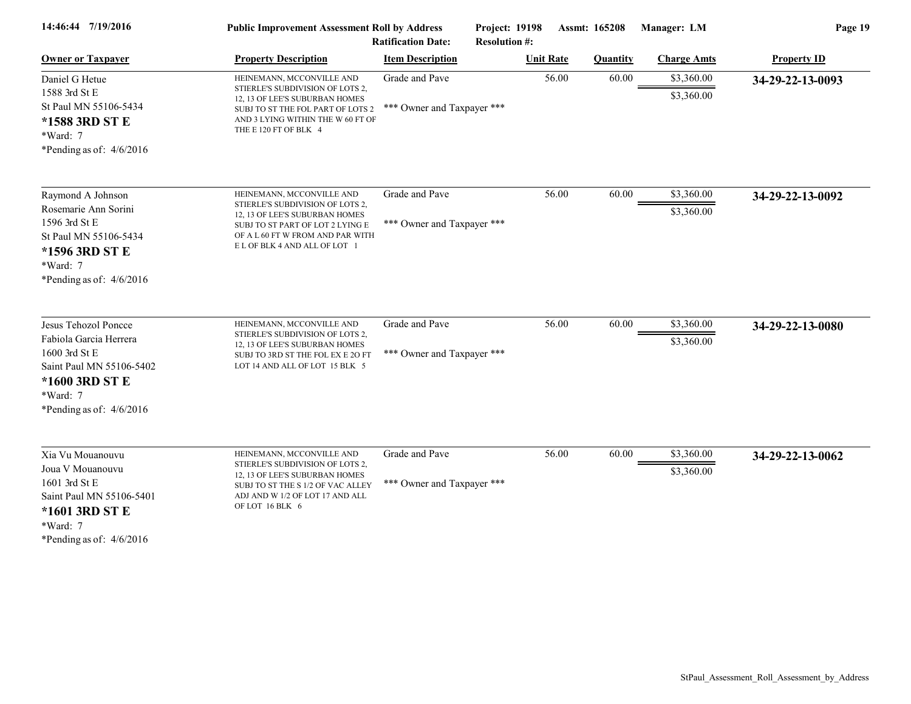| Owner or Taxpayer | Property Description | Item Description | Unit Rate | Quantity | Charge Amts | Property ID |
|---|---|---|---|---|---|---|
| Daniel G Hetue<br>1588 3rd St E<br>St Paul MN 55106-5434<br>**\*1588 3RD ST E**<br>\*Ward: 7<br>\*Pending as of: 4/6/2016 | HEINEMANN, MCCONVILLE AND STIERLE'S SUBDIVISION OF LOTS 2, 12, 13 OF LEE'S SUBURBAN HOMES SUBJ TO ST THE FOL PART OF LOTS 2 AND 3 LYING WITHIN THE W 60 FT OF THE E 120 FT OF BLK 4 | Grade and Pave<br><br>\*\*\* Owner and Taxpayer \*\*\* | 56.00 | 60.00 | $3,360.00<br><br>$3,360.00 | **34-29-22-13-0093** |
| Raymond A Johnson<br>Rosemarie Ann Sorini<br>1596 3rd St E<br>St Paul MN 55106-5434<br>**\*1596 3RD ST E**<br>\*Ward: 7<br>\*Pending as of: 4/6/2016 | HEINEMANN, MCCONVILLE AND STIERLE'S SUBDIVISION OF LOTS 2, 12, 13 OF LEE'S SUBURBAN HOMES SUBJ TO ST PART OF LOT 2 LYING E OF A L 60 FT W FROM AND PAR WITH E L OF BLK 4 AND ALL OF LOT 1 | Grade and Pave<br><br>\*\*\* Owner and Taxpayer \*\*\* | 56.00 | 60.00 | $3,360.00<br><br>$3,360.00 | **34-29-22-13-0092** |
| Jesus Tehozol Poncce<br>Fabiola Garcia Herrera<br>1600 3rd St E<br>Saint Paul MN 55106-5402<br>**\*1600 3RD ST E**<br>\*Ward: 7<br>\*Pending as of: 4/6/2016 | HEINEMANN, MCCONVILLE AND STIERLE'S SUBDIVISION OF LOTS 2, 12, 13 OF LEE'S SUBURBAN HOMES SUBJ TO 3RD ST THE FOL EX E 2O FT LOT 14 AND ALL OF LOT 15 BLK 5 | Grade and Pave<br><br>\*\*\* Owner and Taxpayer \*\*\* | 56.00 | 60.00 | $3,360.00<br><br>$3,360.00 | **34-29-22-13-0080** |
| Xia Vu Mouanouvu<br>Joua V Mouanouvu<br>1601 3rd St E<br>Saint Paul MN 55106-5401<br>**\*1601 3RD ST E**<br>\*Ward: 7<br>\*Pending as of: 4/6/2016 | HEINEMANN, MCCONVILLE AND STIERLE'S SUBDIVISION OF LOTS 2, 12, 13 OF LEE'S SUBURBAN HOMES SUBJ TO ST THE S 1/2 OF VAC ALLEY ADJ AND W 1/2 OF LOT 17 AND ALL OF LOT 16 BLK 6 | Grade and Pave<br><br>\*\*\* Owner and Taxpayer \*\*\* | 56.00 | 60.00 | $3,360.00<br><br>$3,360.00 | **34-29-22-13-0062** |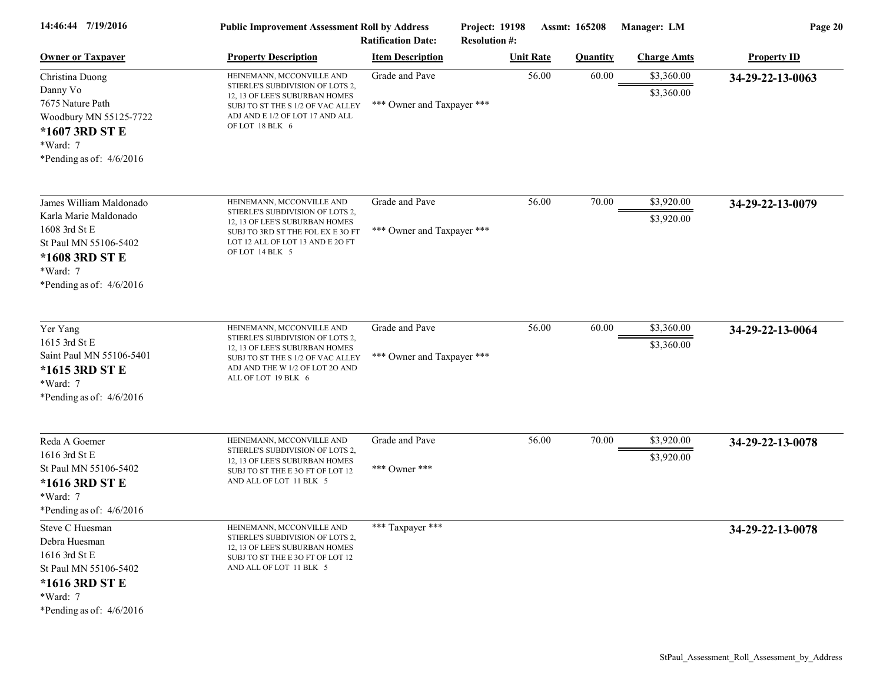**Public Improvement Assessment Roll by Address** — Project: 19198 — Assmt: 165208 — Manager: LM

14:46:44 7/19/2016

Ratification Date: | Resolution #:

| Owner or Taxpayer | Property Description | Item Description | Unit Rate | Quantity | Charge Amts | Property ID |
|---|---|---|---|---|---|---|
| Christina Duong<br>Danny Vo<br>7675 Nature Path<br>Woodbury MN 55125-7722<br>**\*1607 3RD ST E**<br>\*Ward: 7<br>\*Pending as of: 4/6/2016 | HEINEMANN, MCCONVILLE AND STIERLE'S SUBDIVISION OF LOTS 2, 12, 13 OF LEE'S SUBURBAN HOMES SUBJ TO ST THE S 1/2 OF VAC ALLEY ADJ AND E 1/2 OF LOT 17 AND ALL OF LOT 18 BLK 6 | Grade and Pave<br><br>\*\*\* Owner and Taxpayer \*\*\* | 56.00 | 60.00 | $3,360.00<br>$3,360.00 | **34-29-22-13-0063** |
| James William Maldonado<br>Karla Marie Maldonado<br>1608 3rd St E<br>St Paul MN 55106-5402<br>**\*1608 3RD ST E**<br>\*Ward: 7<br>\*Pending as of: 4/6/2016 | HEINEMANN, MCCONVILLE AND STIERLE'S SUBDIVISION OF LOTS 2, 12, 13 OF LEE'S SUBURBAN HOMES SUBJ TO 3RD ST THE FOL EX E 3O FT LOT 12 ALL OF LOT 13 AND E 2O FT OF LOT 14 BLK 5 | Grade and Pave<br><br>\*\*\* Owner and Taxpayer \*\*\* | 56.00 | 70.00 | $3,920.00<br>$3,920.00 | **34-29-22-13-0079** |
| Yer Yang<br>1615 3rd St E<br>Saint Paul MN 55106-5401<br>**\*1615 3RD ST E**<br>\*Ward: 7<br>\*Pending as of: 4/6/2016 | HEINEMANN, MCCONVILLE AND STIERLE'S SUBDIVISION OF LOTS 2, 12, 13 OF LEE'S SUBURBAN HOMES SUBJ TO ST THE S 1/2 OF VAC ALLEY ADJ AND THE W 1/2 OF LOT 2O AND ALL OF LOT 19 BLK 6 | Grade and Pave<br><br>\*\*\* Owner and Taxpayer \*\*\* | 56.00 | 60.00 | $3,360.00<br>$3,360.00 | **34-29-22-13-0064** |
| Reda A Goemer<br>1616 3rd St E<br>St Paul MN 55106-5402<br>**\*1616 3RD ST E**<br>\*Ward: 7<br>\*Pending as of: 4/6/2016 | HEINEMANN, MCCONVILLE AND STIERLE'S SUBDIVISION OF LOTS 2, 12, 13 OF LEE'S SUBURBAN HOMES SUBJ TO ST THE E 3O FT OF LOT 12 AND ALL OF LOT 11 BLK 5 | Grade and Pave<br><br>\*\*\* Owner \*\*\* | 56.00 | 70.00 | $3,920.00<br>$3,920.00 | **34-29-22-13-0078** |
| Steve C Huesman<br>Debra Huesman<br>1616 3rd St E<br>St Paul MN 55106-5402<br>**\*1616 3RD ST E**<br>\*Ward: 7<br>\*Pending as of: 4/6/2016 | HEINEMANN, MCCONVILLE AND STIERLE'S SUBDIVISION OF LOTS 2, 12, 13 OF LEE'S SUBURBAN HOMES SUBJ TO ST THE E 3O FT OF LOT 12 AND ALL OF LOT 11 BLK 5 | \*\*\* Taxpayer \*\*\* | | | | **34-29-22-13-0078** |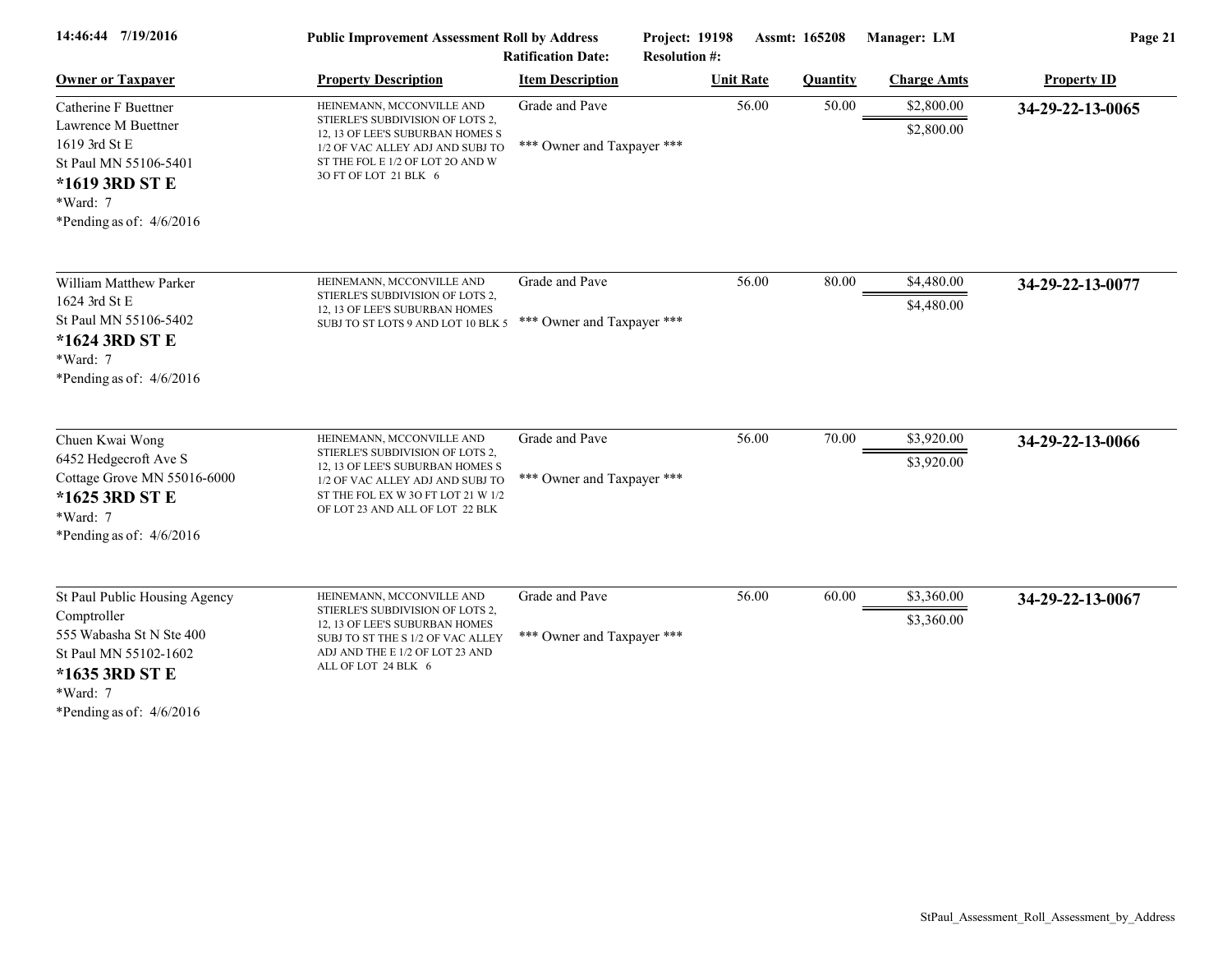**14:46:44 7/19/2016** | **Public Improvement Assessment Roll by Address** | **Project: 19198** | **Assmt: 165208** | **Manager: LM**

**Ratification Date:** | **Resolution #:**

| Owner or Taxpayer | Property Description | Item Description | Unit Rate | Quantity | Charge Amts | Property ID |
|---|---|---|---|---|---|---|
| Catherine F Buettner<br>Lawrence M Buettner<br>1619 3rd St E<br>St Paul MN 55106-5401<br>**\*1619 3RD ST E**<br>\*Ward: 7<br>\*Pending as of: 4/6/2016 | HEINEMANN, MCCONVILLE AND STIERLE'S SUBDIVISION OF LOTS 2, 12, 13 OF LEE'S SUBURBAN HOMES S 1/2 OF VAC ALLEY ADJ AND SUBJ TO ST THE FOL E 1/2 OF LOT 2O AND W 3O FT OF LOT 21 BLK 6 | Grade and Pave<br>\*\*\* Owner and Taxpayer \*\*\* | 56.00 | 50.00 | $2,800.00<br>$2,800.00 | **34-29-22-13-0065** |
| William Matthew Parker<br>1624 3rd St E<br>St Paul MN 55106-5402<br>**\*1624 3RD ST E**<br>\*Ward: 7<br>\*Pending as of: 4/6/2016 | HEINEMANN, MCCONVILLE AND STIERLE'S SUBDIVISION OF LOTS 2, 12, 13 OF LEE'S SUBURBAN HOMES SUBJ TO ST LOTS 9 AND LOT 10 BLK 5 | Grade and Pave<br>\*\*\* Owner and Taxpayer \*\*\* | 56.00 | 80.00 | $4,480.00<br>$4,480.00 | **34-29-22-13-0077** |
| Chuen Kwai Wong<br>6452 Hedgecroft Ave S<br>Cottage Grove MN 55016-6000<br>**\*1625 3RD ST E**<br>\*Ward: 7<br>\*Pending as of: 4/6/2016 | HEINEMANN, MCCONVILLE AND STIERLE'S SUBDIVISION OF LOTS 2, 12, 13 OF LEE'S SUBURBAN HOMES S 1/2 OF VAC ALLEY ADJ AND SUBJ TO ST THE FOL EX W 3O FT LOT 21 W 1/2 OF LOT 23 AND ALL OF LOT 22 BLK | Grade and Pave<br>\*\*\* Owner and Taxpayer \*\*\* | 56.00 | 70.00 | $3,920.00<br>$3,920.00 | **34-29-22-13-0066** |
| St Paul Public Housing Agency<br>Comptroller<br>555 Wabasha St N Ste 400<br>St Paul MN 55102-1602<br>**\*1635 3RD ST E**<br>\*Ward: 7<br>\*Pending as of: 4/6/2016 | HEINEMANN, MCCONVILLE AND STIERLE'S SUBDIVISION OF LOTS 2, 12, 13 OF LEE'S SUBURBAN HOMES SUBJ TO ST THE S 1/2 OF VAC ALLEY ADJ AND THE E 1/2 OF LOT 23 AND ALL OF LOT 24 BLK 6 | Grade and Pave<br>\*\*\* Owner and Taxpayer \*\*\* | 56.00 | 60.00 | $3,360.00<br>$3,360.00 | **34-29-22-13-0067** |

StPaul_Assessment_Roll_Assessment_by_Address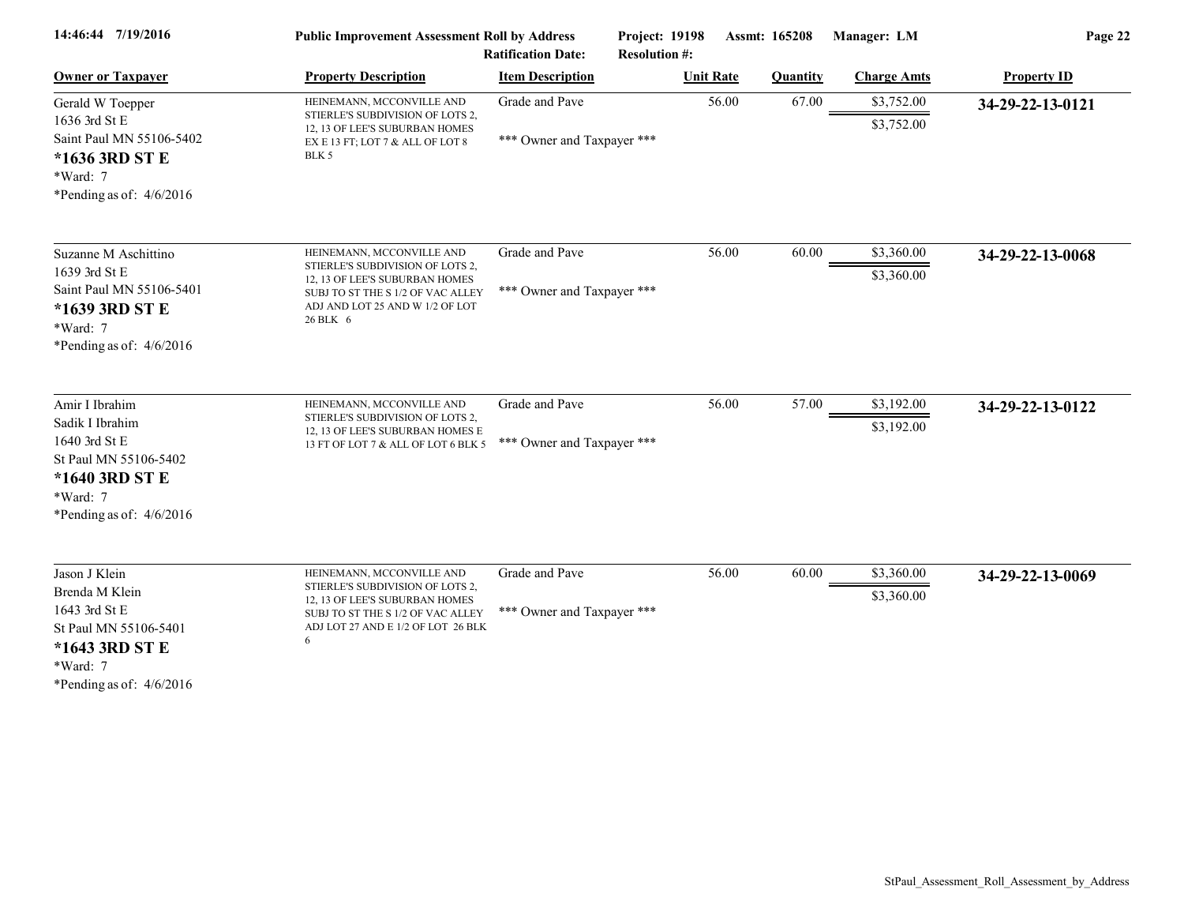**Public Improvement Assessment Roll by Address**

Project: 19198 Assmt: 165208 Manager: LM

Ratification Date: Resolution #:

| Owner or Taxpayer | Property Description | Item Description | Unit Rate | Quantity | Charge Amts | Property ID |
|---|---|---|---|---|---|---|
| Gerald W Toepper<br>1636 3rd St E<br>Saint Paul MN 55106-5402<br>**\*1636 3RD ST E**<br>\*Ward: 7<br>\*Pending as of: 4/6/2016 | HEINEMANN, MCCONVILLE AND STIERLE'S SUBDIVISION OF LOTS 2, 12, 13 OF LEE'S SUBURBAN HOMES EX E 13 FT; LOT 7 & ALL OF LOT 8 BLK 5 | Grade and Pave<br>\*\*\* Owner and Taxpayer \*\*\* | 56.00 | 67.00 | $3,752.00<br>$3,752.00 | **34-29-22-13-0121** |
| Suzanne M Aschittino<br>1639 3rd St E<br>Saint Paul MN 55106-5401<br>**\*1639 3RD ST E**<br>\*Ward: 7<br>\*Pending as of: 4/6/2016 | HEINEMANN, MCCONVILLE AND STIERLE'S SUBDIVISION OF LOTS 2, 12, 13 OF LEE'S SUBURBAN HOMES SUBJ TO ST THE S 1/2 OF VAC ALLEY ADJ AND LOT 25 AND W 1/2 OF LOT 26 BLK 6 | Grade and Pave<br>\*\*\* Owner and Taxpayer \*\*\* | 56.00 | 60.00 | $3,360.00<br>$3,360.00 | **34-29-22-13-0068** |
| Amir I Ibrahim<br>Sadik I Ibrahim<br>1640 3rd St E<br>St Paul MN 55106-5402<br>**\*1640 3RD ST E**<br>\*Ward: 7<br>\*Pending as of: 4/6/2016 | HEINEMANN, MCCONVILLE AND STIERLE'S SUBDIVISION OF LOTS 2, 12, 13 OF LEE'S SUBURBAN HOMES E 13 FT OF LOT 7 & ALL OF LOT 6 BLK 5 | Grade and Pave<br>\*\*\* Owner and Taxpayer \*\*\* | 56.00 | 57.00 | $3,192.00<br>$3,192.00 | **34-29-22-13-0122** |
| Jason J Klein<br>Brenda M Klein<br>1643 3rd St E<br>St Paul MN 55106-5401<br>**\*1643 3RD ST E**<br>\*Ward: 7<br>\*Pending as of: 4/6/2016 | HEINEMANN, MCCONVILLE AND STIERLE'S SUBDIVISION OF LOTS 2, 12, 13 OF LEE'S SUBURBAN HOMES SUBJ TO ST THE S 1/2 OF VAC ALLEY ADJ LOT 27 AND E 1/2 OF LOT 26 BLK 6 | Grade and Pave<br>\*\*\* Owner and Taxpayer \*\*\* | 56.00 | 60.00 | $3,360.00<br>$3,360.00 | **34-29-22-13-0069** |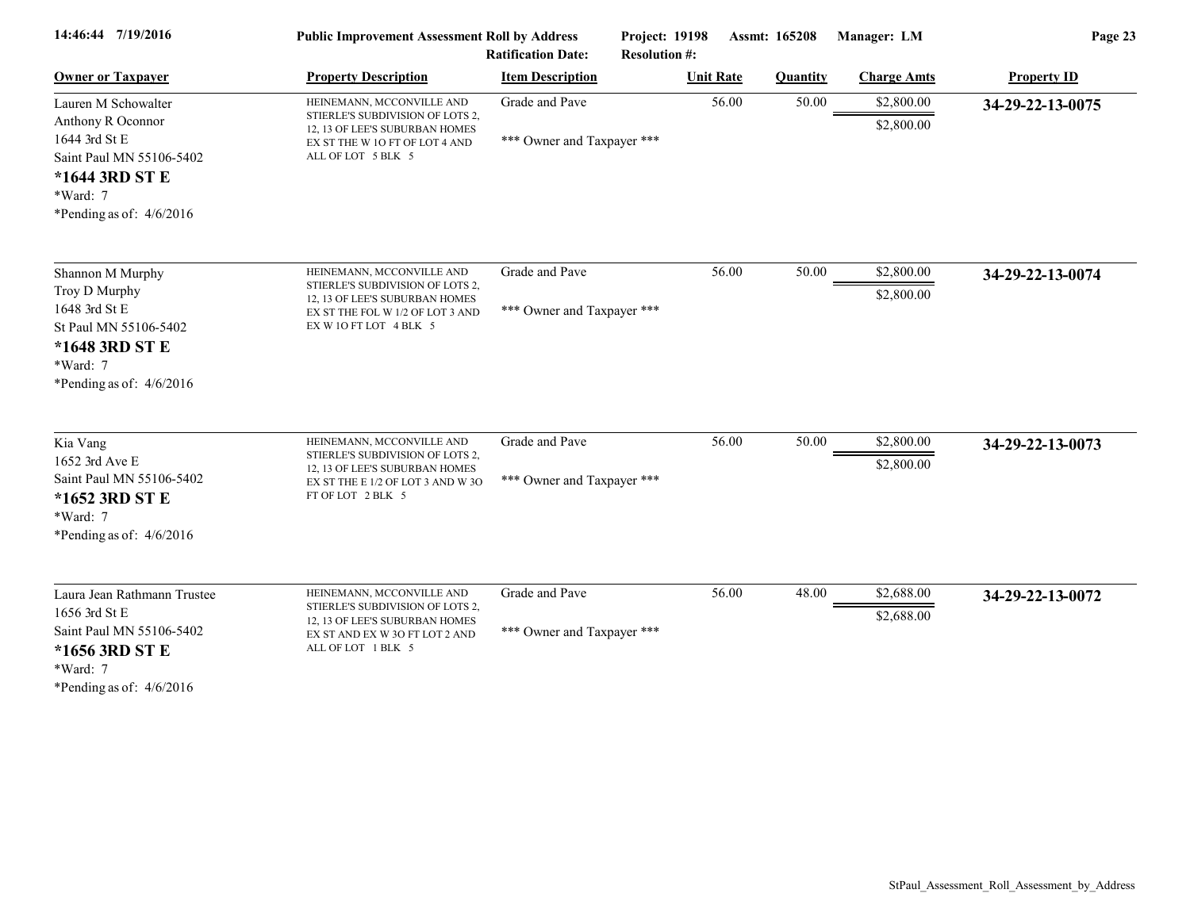**Public Improvement Assessment Roll by Address** Project: 19198 Assmt: 165208 Manager: LM

Ratification Date: Resolution #:

| Owner or Taxpayer | Property Description | Item Description | Unit Rate | Quantity | Charge Amts | Property ID |
|---|---|---|---|---|---|---|
| Lauren M Schowalter<br>Anthony R Oconnor<br>1644 3rd St E<br>Saint Paul MN 55106-5402<br>**\*1644 3RD ST E**<br>\*Ward: 7<br>\*Pending as of: 4/6/2016 | HEINEMANN, MCCONVILLE AND STIERLE'S SUBDIVISION OF LOTS 2, 12, 13 OF LEE'S SUBURBAN HOMES EX ST THE W 1O FT OF LOT 4 AND ALL OF LOT 5 BLK 5 | Grade and Pave<br>\*\*\* Owner and Taxpayer \*\*\* | 56.00 | 50.00 | $2,800.00<br>$2,800.00 | **34-29-22-13-0075** |
| Shannon M Murphy<br>Troy D Murphy<br>1648 3rd St E<br>St Paul MN 55106-5402<br>**\*1648 3RD ST E**<br>\*Ward: 7<br>\*Pending as of: 4/6/2016 | HEINEMANN, MCCONVILLE AND STIERLE'S SUBDIVISION OF LOTS 2, 12, 13 OF LEE'S SUBURBAN HOMES EX ST THE FOL W 1/2 OF LOT 3 AND EX W 1O FT LOT 4 BLK 5 | Grade and Pave<br>\*\*\* Owner and Taxpayer \*\*\* | 56.00 | 50.00 | $2,800.00<br>$2,800.00 | **34-29-22-13-0074** |
| Kia Vang<br>1652 3rd Ave E<br>Saint Paul MN 55106-5402<br>**\*1652 3RD ST E**<br>\*Ward: 7<br>\*Pending as of: 4/6/2016 | HEINEMANN, MCCONVILLE AND STIERLE'S SUBDIVISION OF LOTS 2, 12, 13 OF LEE'S SUBURBAN HOMES EX ST THE E 1/2 OF LOT 3 AND W 3O FT OF LOT 2 BLK 5 | Grade and Pave<br>\*\*\* Owner and Taxpayer \*\*\* | 56.00 | 50.00 | $2,800.00<br>$2,800.00 | **34-29-22-13-0073** |
| Laura Jean Rathmann Trustee<br>1656 3rd St E<br>Saint Paul MN 55106-5402<br>**\*1656 3RD ST E**<br>\*Ward: 7<br>\*Pending as of: 4/6/2016 | HEINEMANN, MCCONVILLE AND STIERLE'S SUBDIVISION OF LOTS 2, 12, 13 OF LEE'S SUBURBAN HOMES EX ST AND EX W 3O FT LOT 2 AND ALL OF LOT 1 BLK 5 | Grade and Pave<br>\*\*\* Owner and Taxpayer \*\*\* | 56.00 | 48.00 | $2,688.00<br>$2,688.00 | **34-29-22-13-0072** |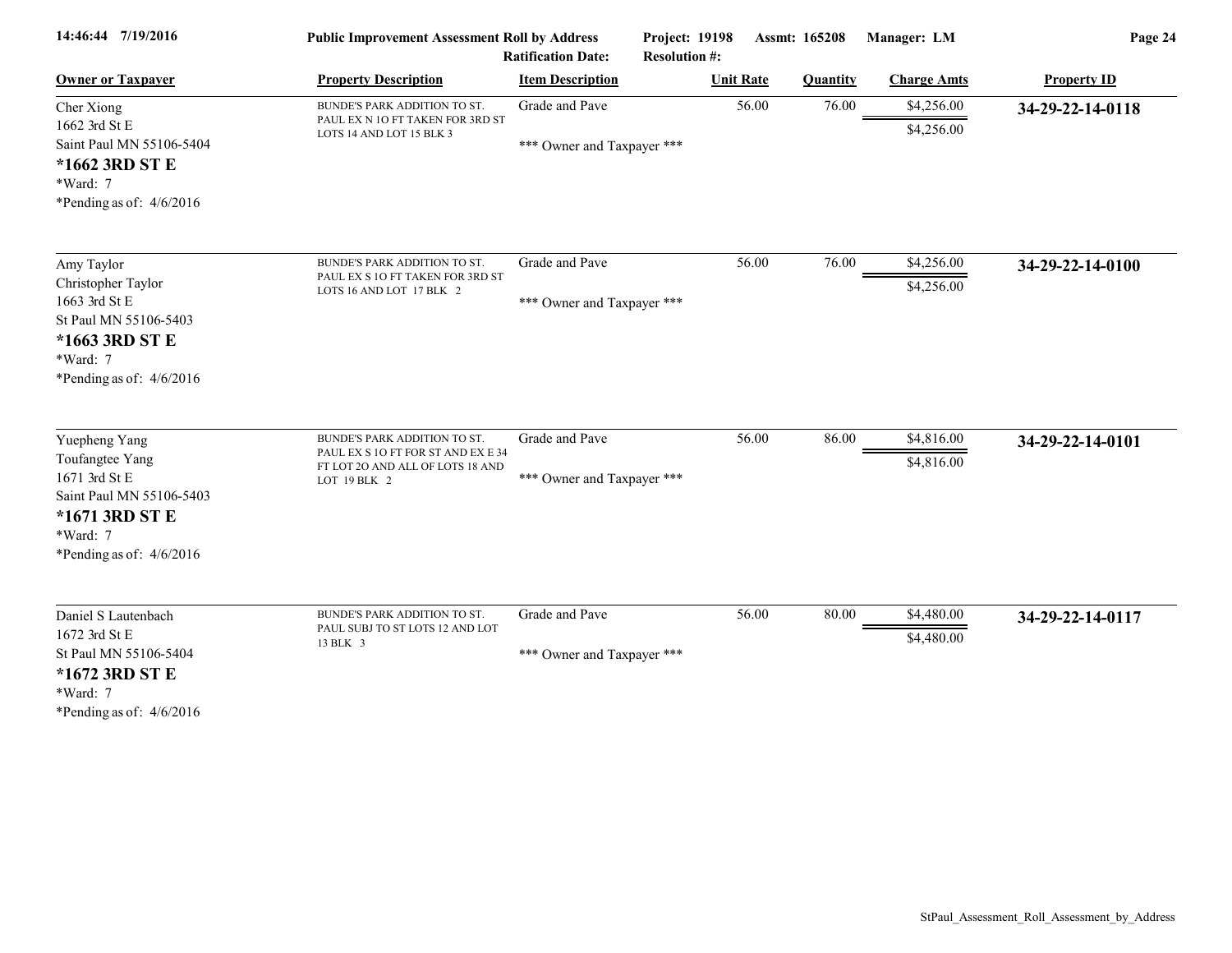| Owner or Taxpayer | Property Description | Item Description | Unit Rate | Quantity | Charge Amts | Property ID |
|---|---|---|---|---|---|---|
| Cher Xiong<br>1662 3rd St E<br>Saint Paul MN 55106-5404<br>**\*1662 3RD ST E**<br>\*Ward: 7<br>\*Pending as of: 4/6/2016 | BUNDE'S PARK ADDITION TO ST. PAUL EX N 1O FT TAKEN FOR 3RD ST LOTS 14 AND LOT 15 BLK 3 | Grade and Pave<br><br>\*\*\* Owner and Taxpayer \*\*\* | 56.00 | 76.00 | $4,256.00<br>$4,256.00 | **34-29-22-14-0118** |
| Amy Taylor<br>Christopher Taylor<br>1663 3rd St E<br>St Paul MN 55106-5403<br>**\*1663 3RD ST E**<br>\*Ward: 7<br>\*Pending as of: 4/6/2016 | BUNDE'S PARK ADDITION TO ST. PAUL EX S 1O FT TAKEN FOR 3RD ST LOTS 16 AND LOT 17 BLK 2 | Grade and Pave<br><br>\*\*\* Owner and Taxpayer \*\*\* | 56.00 | 76.00 | $4,256.00<br>$4,256.00 | **34-29-22-14-0100** |
| Yuepheng Yang<br>Toufangtee Yang<br>1671 3rd St E<br>Saint Paul MN 55106-5403<br>**\*1671 3RD ST E**<br>\*Ward: 7<br>\*Pending as of: 4/6/2016 | BUNDE'S PARK ADDITION TO ST. PAUL EX S 1O FT FOR ST AND EX E 34 FT LOT 2O AND ALL OF LOTS 18 AND LOT 19 BLK 2 | Grade and Pave<br><br>\*\*\* Owner and Taxpayer \*\*\* | 56.00 | 86.00 | $4,816.00<br>$4,816.00 | **34-29-22-14-0101** |
| Daniel S Lautenbach<br>1672 3rd St E<br>St Paul MN 55106-5404<br>**\*1672 3RD ST E**<br>\*Ward: 7<br>\*Pending as of: 4/6/2016 | BUNDE'S PARK ADDITION TO ST. PAUL SUBJ TO ST LOTS 12 AND LOT 13 BLK 3 | Grade and Pave<br><br>\*\*\* Owner and Taxpayer \*\*\* | 56.00 | 80.00 | $4,480.00<br>$4,480.00 | **34-29-22-14-0117** |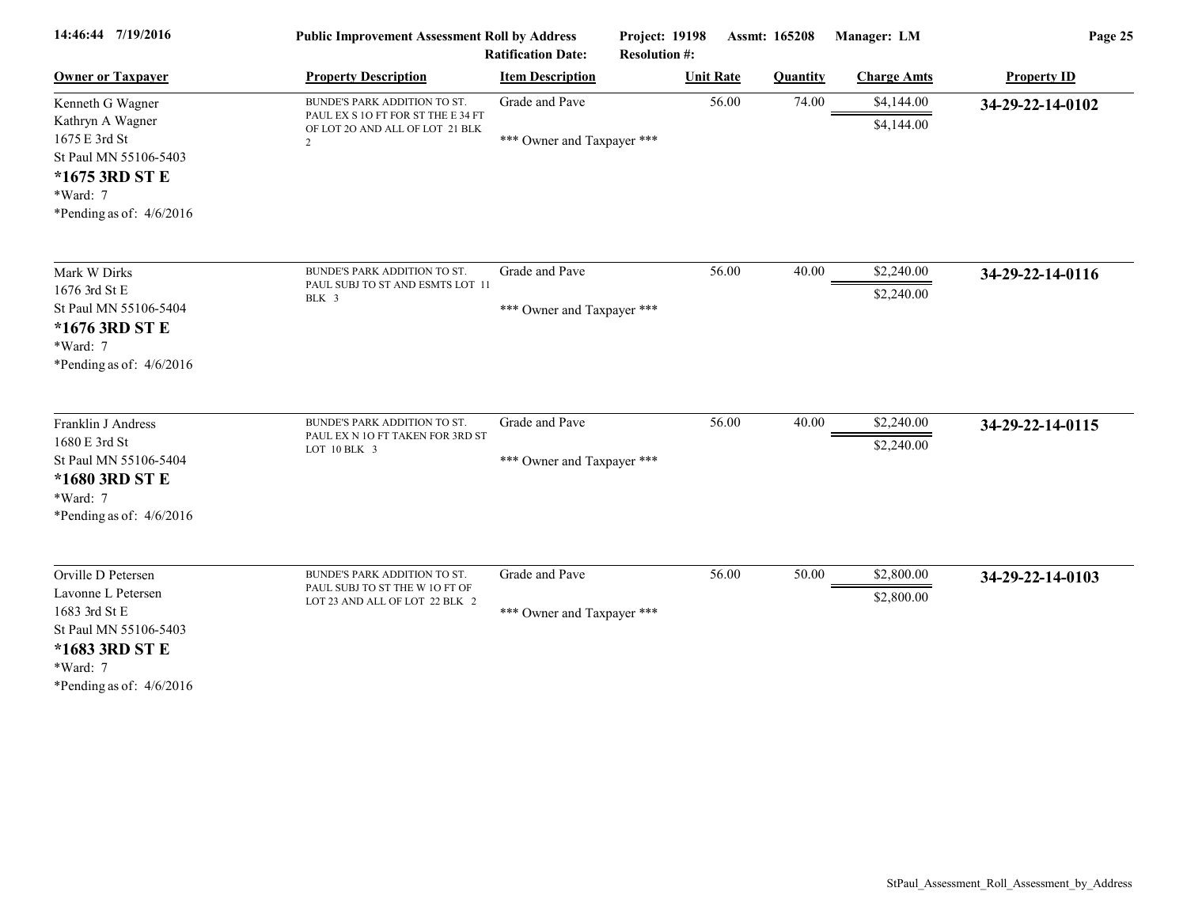**Public Improvement Assessment Roll by Address** | **Project: 19198** | **Assmt: 165208** | **Manager: LM**

**Ratification Date:** | **Resolution #:**

| Owner or Taxpayer | Property Description | Item Description | Unit Rate | Quantity | Charge Amts | Property ID |
|---|---|---|---|---|---|---|
| Kenneth G Wagner<br>Kathryn A Wagner<br>1675 E 3rd St<br>St Paul MN 55106-5403<br>**\*1675 3RD ST E**<br>\*Ward: 7<br>\*Pending as of: 4/6/2016 | BUNDE'S PARK ADDITION TO ST. PAUL EX S 1O FT FOR ST THE E 34 FT OF LOT 2O AND ALL OF LOT 21 BLK 2 | Grade and Pave<br><br>\*\*\* Owner and Taxpayer \*\*\* | 56.00 | 74.00 | $4,144.00<br>$4,144.00 | **34-29-22-14-0102** |
| Mark W Dirks<br>1676 3rd St E<br>St Paul MN 55106-5404<br>**\*1676 3RD ST E**<br>\*Ward: 7<br>\*Pending as of: 4/6/2016 | BUNDE'S PARK ADDITION TO ST. PAUL SUBJ TO ST AND ESMTS LOT 11 BLK 3 | Grade and Pave<br><br>\*\*\* Owner and Taxpayer \*\*\* | 56.00 | 40.00 | $2,240.00<br>$2,240.00 | **34-29-22-14-0116** |
| Franklin J Andress<br>1680 E 3rd St<br>St Paul MN 55106-5404<br>**\*1680 3RD ST E**<br>\*Ward: 7<br>\*Pending as of: 4/6/2016 | BUNDE'S PARK ADDITION TO ST. PAUL EX N 1O FT TAKEN FOR 3RD ST LOT 10 BLK 3 | Grade and Pave<br><br>\*\*\* Owner and Taxpayer \*\*\* | 56.00 | 40.00 | $2,240.00<br>$2,240.00 | **34-29-22-14-0115** |
| Orville D Petersen<br>Lavonne L Petersen<br>1683 3rd St E<br>St Paul MN 55106-5403<br>**\*1683 3RD ST E**<br>\*Ward: 7<br>\*Pending as of: 4/6/2016 | BUNDE'S PARK ADDITION TO ST. PAUL SUBJ TO ST THE W 1O FT OF LOT 23 AND ALL OF LOT 22 BLK 2 | Grade and Pave<br><br>\*\*\* Owner and Taxpayer \*\*\* | 56.00 | 50.00 | $2,800.00<br>$2,800.00 | **34-29-22-14-0103** |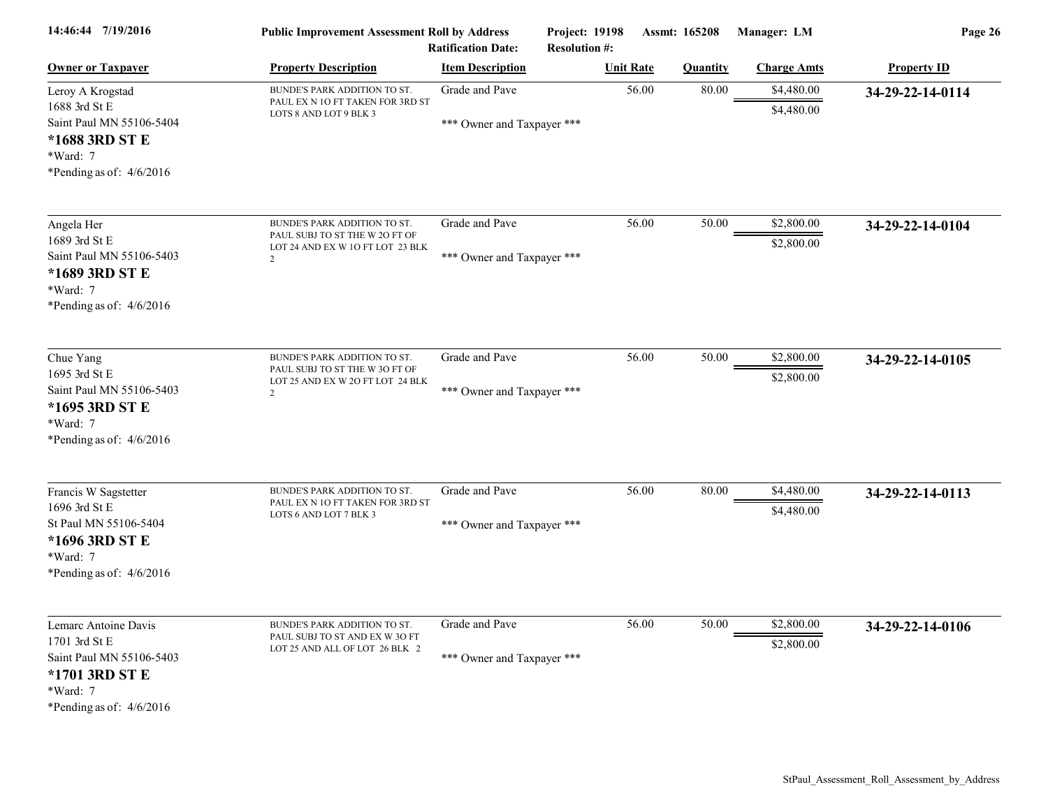**Public Improvement Assessment Roll by Address**

Project: 19198 Assmt: 165208 Manager: LM

Ratification Date: Resolution #:

| Owner or Taxpayer | Property Description | Item Description | Unit Rate | Quantity | Charge Amts | Property ID |
|---|---|---|---|---|---|---|
| Leroy A Krogstad<br>1688 3rd St E<br>Saint Paul MN 55106-5404<br>**\*1688 3RD ST E**<br>\*Ward: 7<br>\*Pending as of: 4/6/2016 | BUNDE'S PARK ADDITION TO ST. PAUL EX N 1O FT TAKEN FOR 3RD ST LOTS 8 AND LOT 9 BLK 3 | Grade and Pave<br>\*\*\* Owner and Taxpayer \*\*\* | 56.00 | 80.00 | $4,480.00<br>$4,480.00 | **34-29-22-14-0114** |
| Angela Her<br>1689 3rd St E<br>Saint Paul MN 55106-5403<br>**\*1689 3RD ST E**<br>\*Ward: 7<br>\*Pending as of: 4/6/2016 | BUNDE'S PARK ADDITION TO ST. PAUL SUBJ TO ST THE W 2O FT OF LOT 24 AND EX W 1O FT LOT 23 BLK 2 | Grade and Pave<br>\*\*\* Owner and Taxpayer \*\*\* | 56.00 | 50.00 | $2,800.00<br>$2,800.00 | **34-29-22-14-0104** |
| Chue Yang<br>1695 3rd St E<br>Saint Paul MN 55106-5403<br>**\*1695 3RD ST E**<br>\*Ward: 7<br>\*Pending as of: 4/6/2016 | BUNDE'S PARK ADDITION TO ST. PAUL SUBJ TO ST THE W 3O FT OF LOT 25 AND EX W 2O FT LOT 24 BLK 2 | Grade and Pave<br>\*\*\* Owner and Taxpayer \*\*\* | 56.00 | 50.00 | $2,800.00<br>$2,800.00 | **34-29-22-14-0105** |
| Francis W Sagstetter<br>1696 3rd St E<br>St Paul MN 55106-5404<br>**\*1696 3RD ST E**<br>\*Ward: 7<br>\*Pending as of: 4/6/2016 | BUNDE'S PARK ADDITION TO ST. PAUL EX N 1O FT TAKEN FOR 3RD ST LOTS 6 AND LOT 7 BLK 3 | Grade and Pave<br>\*\*\* Owner and Taxpayer \*\*\* | 56.00 | 80.00 | $4,480.00<br>$4,480.00 | **34-29-22-14-0113** |
| Lemarc Antoine Davis<br>1701 3rd St E<br>Saint Paul MN 55106-5403<br>**\*1701 3RD ST E**<br>\*Ward: 7<br>\*Pending as of: 4/6/2016 | BUNDE'S PARK ADDITION TO ST. PAUL SUBJ TO ST AND EX W 3O FT LOT 25 AND ALL OF LOT 26 BLK 2 | Grade and Pave<br>\*\*\* Owner and Taxpayer \*\*\* | 56.00 | 50.00 | $2,800.00<br>$2,800.00 | **34-29-22-14-0106** |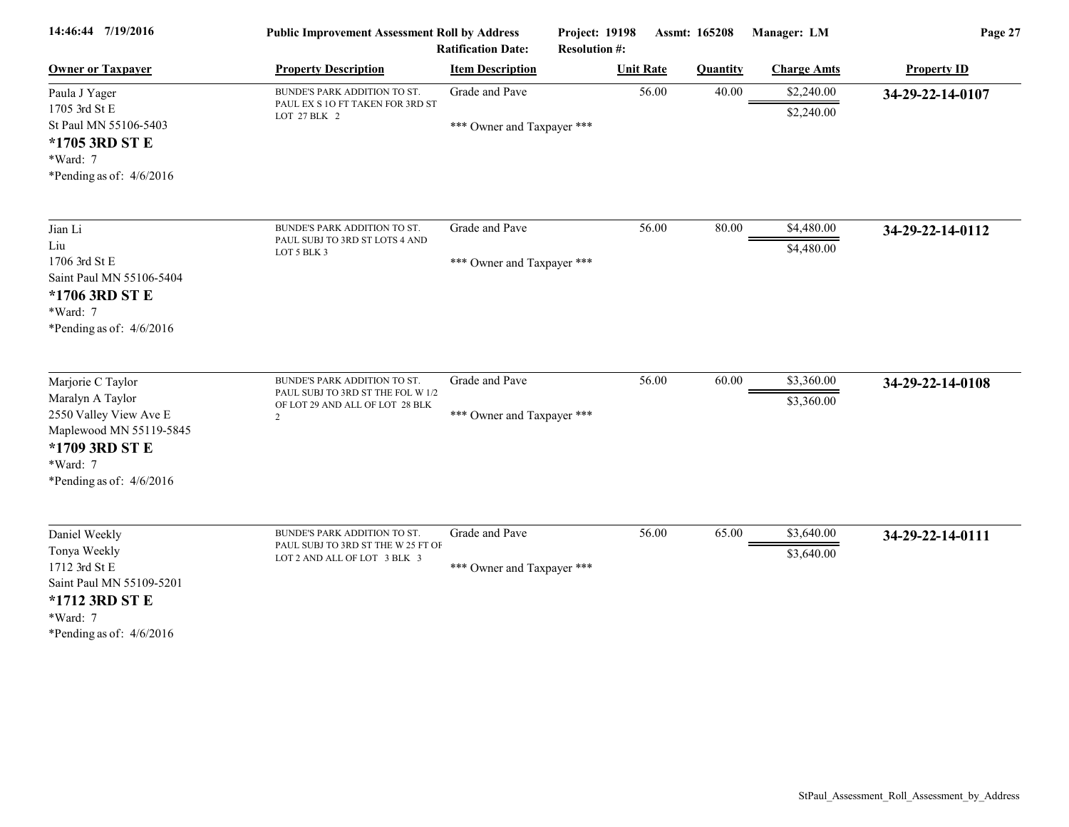| Owner or Taxpayer | Property Description | Item Description | Unit Rate | Quantity | Charge Amts | Property ID |
|---|---|---|---|---|---|---|
| Paula J Yager<br>1705 3rd St E<br>St Paul MN 55106-5403<br>**\*1705 3RD ST E**<br>\*Ward: 7<br>\*Pending as of: 4/6/2016 | BUNDE'S PARK ADDITION TO ST. PAUL EX S 1O FT TAKEN FOR 3RD ST LOT 27 BLK 2 | Grade and Pave<br><br>\*\*\* Owner and Taxpayer \*\*\* | 56.00 | 40.00 | $2,240.00<br>$2,240.00 | **34-29-22-14-0107** |
| Jian Li<br>Liu<br>1706 3rd St E<br>Saint Paul MN 55106-5404<br>**\*1706 3RD ST E**<br>\*Ward: 7<br>\*Pending as of: 4/6/2016 | BUNDE'S PARK ADDITION TO ST. PAUL SUBJ TO 3RD ST LOTS 4 AND LOT 5 BLK 3 | Grade and Pave<br><br>\*\*\* Owner and Taxpayer \*\*\* | 56.00 | 80.00 | $4,480.00<br>$4,480.00 | **34-29-22-14-0112** |
| Marjorie C Taylor<br>Maralyn A Taylor<br>2550 Valley View Ave E<br>Maplewood MN 55119-5845<br>**\*1709 3RD ST E**<br>\*Ward: 7<br>\*Pending as of: 4/6/2016 | BUNDE'S PARK ADDITION TO ST. PAUL SUBJ TO 3RD ST THE FOL W 1/2 OF LOT 29 AND ALL OF LOT 28 BLK 2 | Grade and Pave<br><br>\*\*\* Owner and Taxpayer \*\*\* | 56.00 | 60.00 | $3,360.00<br>$3,360.00 | **34-29-22-14-0108** |
| Daniel Weekly<br>Tonya Weekly<br>1712 3rd St E<br>Saint Paul MN 55109-5201<br>**\*1712 3RD ST E**<br>\*Ward: 7<br>\*Pending as of: 4/6/2016 | BUNDE'S PARK ADDITION TO ST. PAUL SUBJ TO 3RD ST THE W 25 FT OF LOT 2 AND ALL OF LOT 3 BLK 3 | Grade and Pave<br><br>\*\*\* Owner and Taxpayer \*\*\* | 56.00 | 65.00 | $3,640.00<br>$3,640.00 | **34-29-22-14-0111** |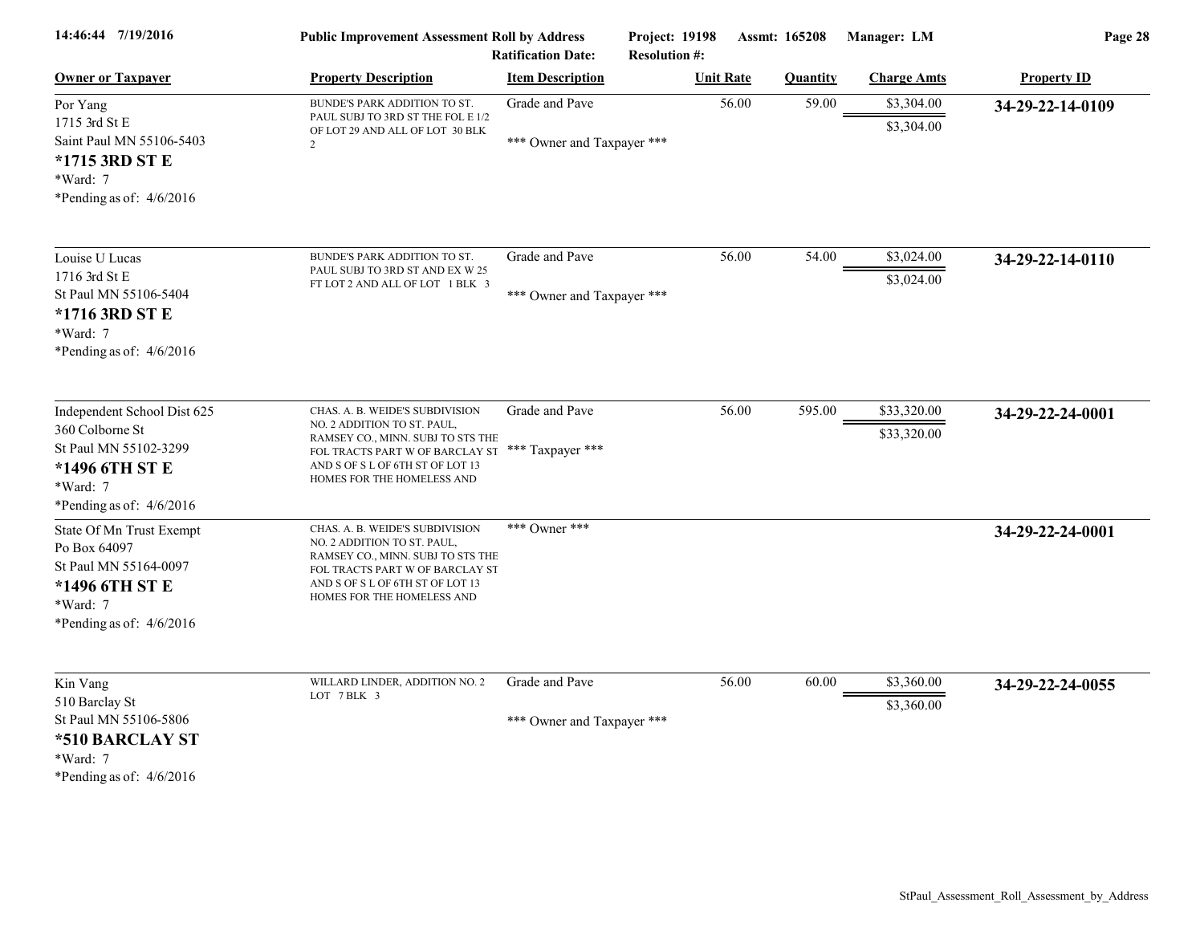| Owner or Taxpayer | Property Description | Item Description | Unit Rate | Quantity | Charge Amts | Property ID |
|---|---|---|---|---|---|---|
| Por Yang<br>1715 3rd St E<br>Saint Paul MN 55106-5403<br>**\*1715 3RD ST E**<br>\*Ward: 7<br>\*Pending as of: 4/6/2016 | BUNDE'S PARK ADDITION TO ST. PAUL SUBJ TO 3RD ST THE FOL E 1/2 OF LOT 29 AND ALL OF LOT 30 BLK 2 | Grade and Pave<br><br>\*\*\* Owner and Taxpayer \*\*\* | 56.00 | 59.00 | $3,304.00<br>$3,304.00 | **34-29-22-14-0109** |
| Louise U Lucas<br>1716 3rd St E<br>St Paul MN 55106-5404<br>**\*1716 3RD ST E**<br>\*Ward: 7<br>\*Pending as of: 4/6/2016 | BUNDE'S PARK ADDITION TO ST. PAUL SUBJ TO 3RD ST AND EX W 25 FT LOT 2 AND ALL OF LOT 1 BLK 3 | Grade and Pave<br><br>\*\*\* Owner and Taxpayer \*\*\* | 56.00 | 54.00 | $3,024.00<br>$3,024.00 | **34-29-22-14-0110** |
| Independent School Dist 625<br>360 Colborne St<br>St Paul MN 55102-3299<br>**\*1496 6TH ST E**<br>\*Ward: 7<br>\*Pending as of: 4/6/2016 | CHAS. A. B. WEIDE'S SUBDIVISION NO. 2 ADDITION TO ST. PAUL, RAMSEY CO., MINN. SUBJ TO STS THE FOL TRACTS PART W OF BARCLAY ST AND S OF S L OF 6TH ST OF LOT 13 HOMES FOR THE HOMELESS AND | Grade and Pave<br><br>\*\*\* Taxpayer \*\*\* | 56.00 | 595.00 | $33,320.00<br>$33,320.00 | **34-29-22-24-0001** |
| State Of Mn Trust Exempt<br>Po Box 64097<br>St Paul MN 55164-0097<br>**\*1496 6TH ST E**<br>\*Ward: 7<br>\*Pending as of: 4/6/2016 | CHAS. A. B. WEIDE'S SUBDIVISION NO. 2 ADDITION TO ST. PAUL, RAMSEY CO., MINN. SUBJ TO STS THE FOL TRACTS PART W OF BARCLAY ST AND S OF S L OF 6TH ST OF LOT 13 HOMES FOR THE HOMELESS AND | \*\*\* Owner \*\*\* | | | | **34-29-22-24-0001** |
| Kin Vang<br>510 Barclay St<br>St Paul MN 55106-5806<br>**\*510 BARCLAY ST**<br>\*Ward: 7<br>\*Pending as of: 4/6/2016 | WILLARD LINDER, ADDITION NO. 2 LOT 7 BLK 3 | Grade and Pave<br><br>\*\*\* Owner and Taxpayer \*\*\* | 56.00 | 60.00 | $3,360.00<br>$3,360.00 | **34-29-22-24-0055** |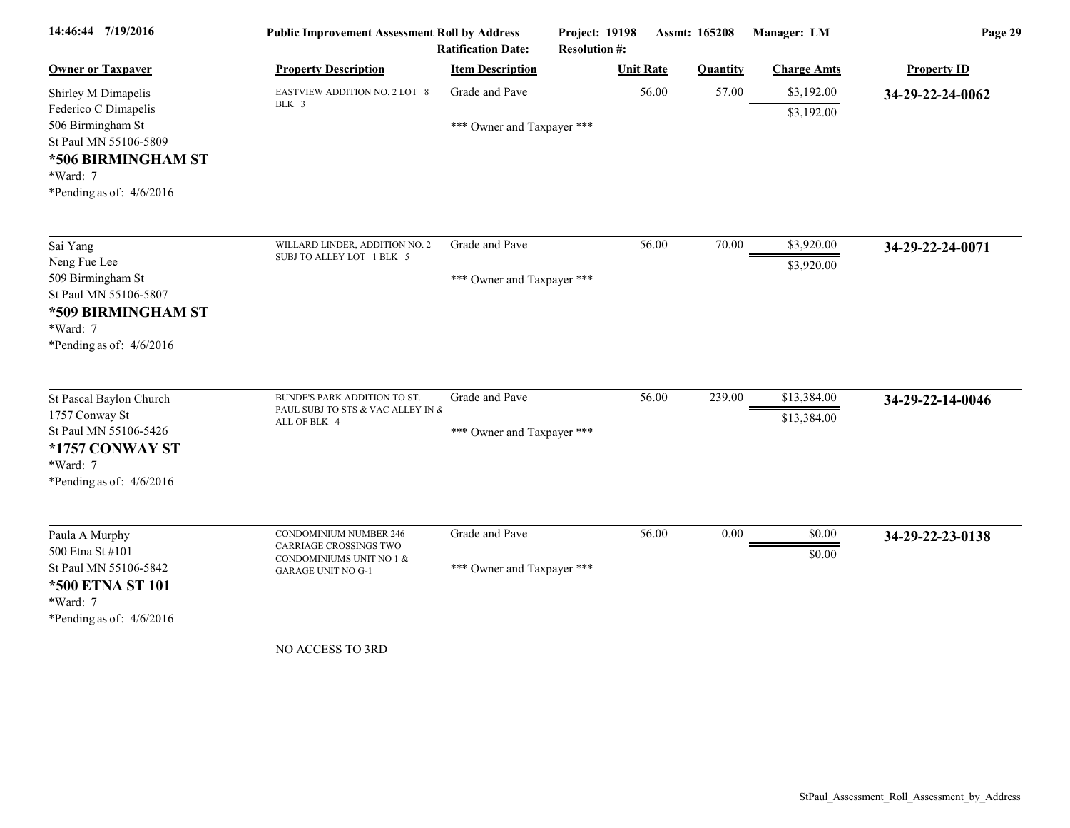| Owner or Taxpayer | Property Description | Item Description | Unit Rate | Quantity | Charge Amts | Property ID |
|---|---|---|---|---|---|---|
| Shirley M Dimapelis<br>Federico C Dimapelis<br>506 Birmingham St<br>St Paul MN 55106-5809<br>**\*506 BIRMINGHAM ST**<br>\*Ward: 7<br>\*Pending as of: 4/6/2016 | EASTVIEW ADDITION NO. 2 LOT 8 BLK 3 | Grade and Pave<br><br>\*\*\* Owner and Taxpayer \*\*\* | 56.00 | 57.00 | $3,192.00<br>$3,192.00 | **34-29-22-24-0062** |
| Sai Yang<br>Neng Fue Lee<br>509 Birmingham St<br>St Paul MN 55106-5807<br>**\*509 BIRMINGHAM ST**<br>\*Ward: 7<br>\*Pending as of: 4/6/2016 | WILLARD LINDER, ADDITION NO. 2 SUBJ TO ALLEY LOT 1 BLK 5 | Grade and Pave<br><br>\*\*\* Owner and Taxpayer \*\*\* | 56.00 | 70.00 | $3,920.00<br>$3,920.00 | **34-29-22-24-0071** |
| St Pascal Baylon Church<br>1757 Conway St<br>St Paul MN 55106-5426<br>**\*1757 CONWAY ST**<br>\*Ward: 7<br>\*Pending as of: 4/6/2016 | BUNDE'S PARK ADDITION TO ST. PAUL SUBJ TO STS & VAC ALLEY IN & ALL OF BLK 4 | Grade and Pave<br><br>\*\*\* Owner and Taxpayer \*\*\* | 56.00 | 239.00 | $13,384.00<br>$13,384.00 | **34-29-22-14-0046** |
| Paula A Murphy<br>500 Etna St #101<br>St Paul MN 55106-5842<br>**\*500 ETNA ST 101**<br>\*Ward: 7<br>\*Pending as of: 4/6/2016 | CONDOMINIUM NUMBER 246 CARRIAGE CROSSINGS TWO CONDOMINIUMS UNIT NO 1 & GARAGE UNIT NO G-1<br><br>NO ACCESS TO 3RD | Grade and Pave<br><br>\*\*\* Owner and Taxpayer \*\*\* | 56.00 | 0.00 | $0.00<br>$0.00 | **34-29-22-23-0138** |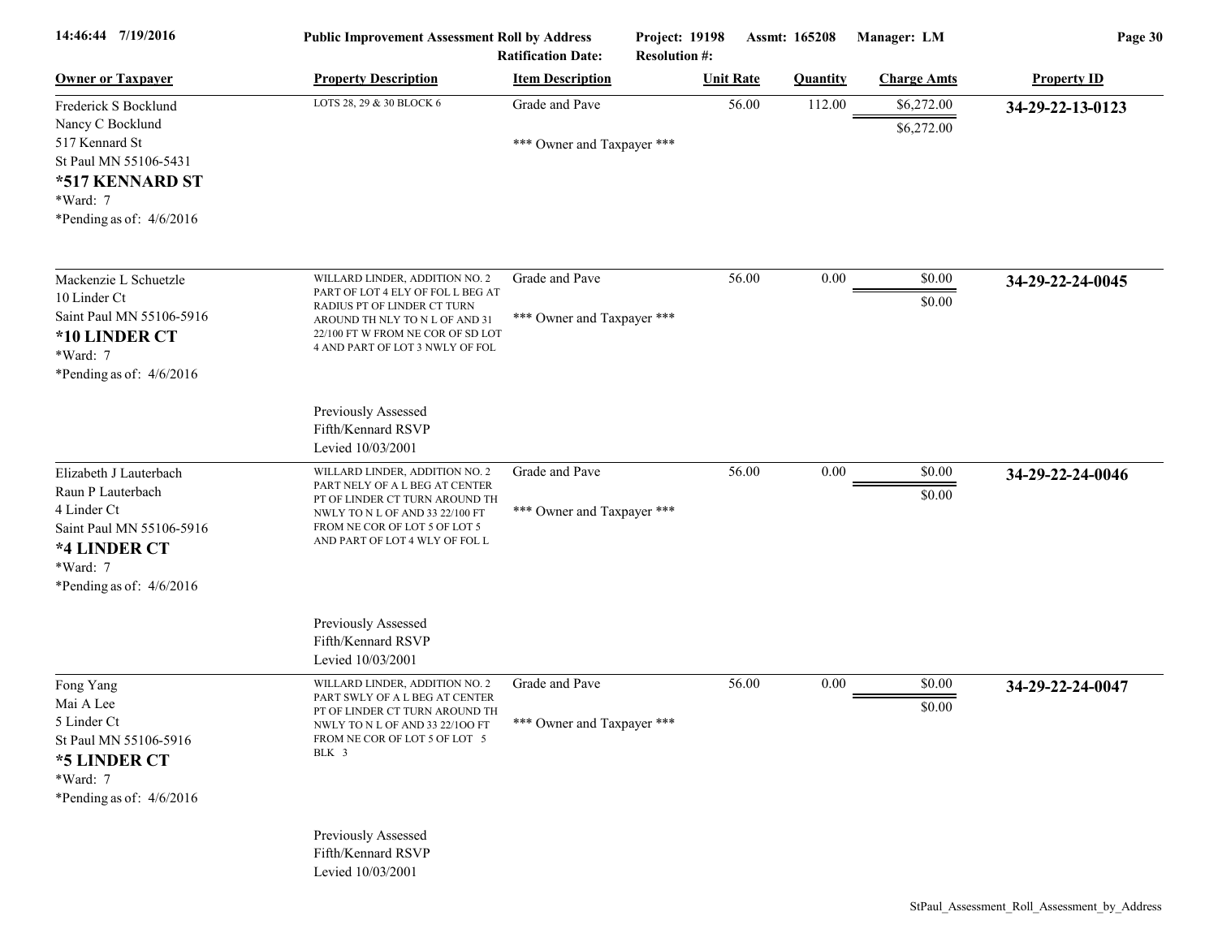**Public Improvement Assessment Roll by Address** — Project: 19198 — Assmt: 165208 — Manager: LM

Ratification Date: — Resolution #:

| Owner or Taxpayer | Property Description | Item Description | Unit Rate | Quantity | Charge Amts | Property ID |
|---|---|---|---|---|---|---|
| Frederick S Bocklund<br>Nancy C Bocklund<br>517 Kennard St<br>St Paul MN 55106-5431<br>**\*517 KENNARD ST**<br>\*Ward: 7<br>\*Pending as of: 4/6/2016 | LOTS 28, 29 & 30 BLOCK 6 | Grade and Pave<br><br>\*\*\* Owner and Taxpayer \*\*\* | 56.00 | 112.00 | $6,272.00<br>$6,272.00 | **34-29-22-13-0123** |
| Mackenzie L Schuetzle<br>10 Linder Ct<br>Saint Paul MN 55106-5916<br>**\*10 LINDER CT**<br>\*Ward: 7<br>\*Pending as of: 4/6/2016 | WILLARD LINDER, ADDITION NO. 2 PART OF LOT 4 ELY OF FOL L BEG AT RADIUS PT OF LINDER CT TURN AROUND TH NLY TO N L OF AND 31 22/100 FT W FROM NE COR OF SD LOT 4 AND PART OF LOT 3 NWLY OF FOL<br><br>Previously Assessed<br>Fifth/Kennard RSVP<br>Levied 10/03/2001 | Grade and Pave<br><br>\*\*\* Owner and Taxpayer \*\*\* | 56.00 | 0.00 | $0.00<br>$0.00 | **34-29-22-24-0045** |
| Elizabeth J Lauterbach<br>Raun P Lauterbach<br>4 Linder Ct<br>Saint Paul MN 55106-5916<br>**\*4 LINDER CT**<br>\*Ward: 7<br>\*Pending as of: 4/6/2016 | WILLARD LINDER, ADDITION NO. 2 PART NELY OF A L BEG AT CENTER PT OF LINDER CT TURN AROUND TH NWLY TO N L OF AND 33 22/100 FT FROM NE COR OF LOT 5 OF LOT 5 AND PART OF LOT 4 WLY OF FOL L<br><br>Previously Assessed<br>Fifth/Kennard RSVP<br>Levied 10/03/2001 | Grade and Pave<br><br>\*\*\* Owner and Taxpayer \*\*\* | 56.00 | 0.00 | $0.00<br>$0.00 | **34-29-22-24-0046** |
| Fong Yang<br>Mai A Lee<br>5 Linder Ct<br>St Paul MN 55106-5916<br>**\*5 LINDER CT**<br>\*Ward: 7<br>\*Pending as of: 4/6/2016 | WILLARD LINDER, ADDITION NO. 2 PART SWLY OF A L BEG AT CENTER PT OF LINDER CT TURN AROUND TH NWLY TO N L OF AND 33 22/1OO FT FROM NE COR OF LOT 5 OF LOT 5 BLK 3<br><br>Previously Assessed<br>Fifth/Kennard RSVP<br>Levied 10/03/2001 | Grade and Pave<br><br>\*\*\* Owner and Taxpayer \*\*\* | 56.00 | 0.00 | $0.00<br>$0.00 | **34-29-22-24-0047** |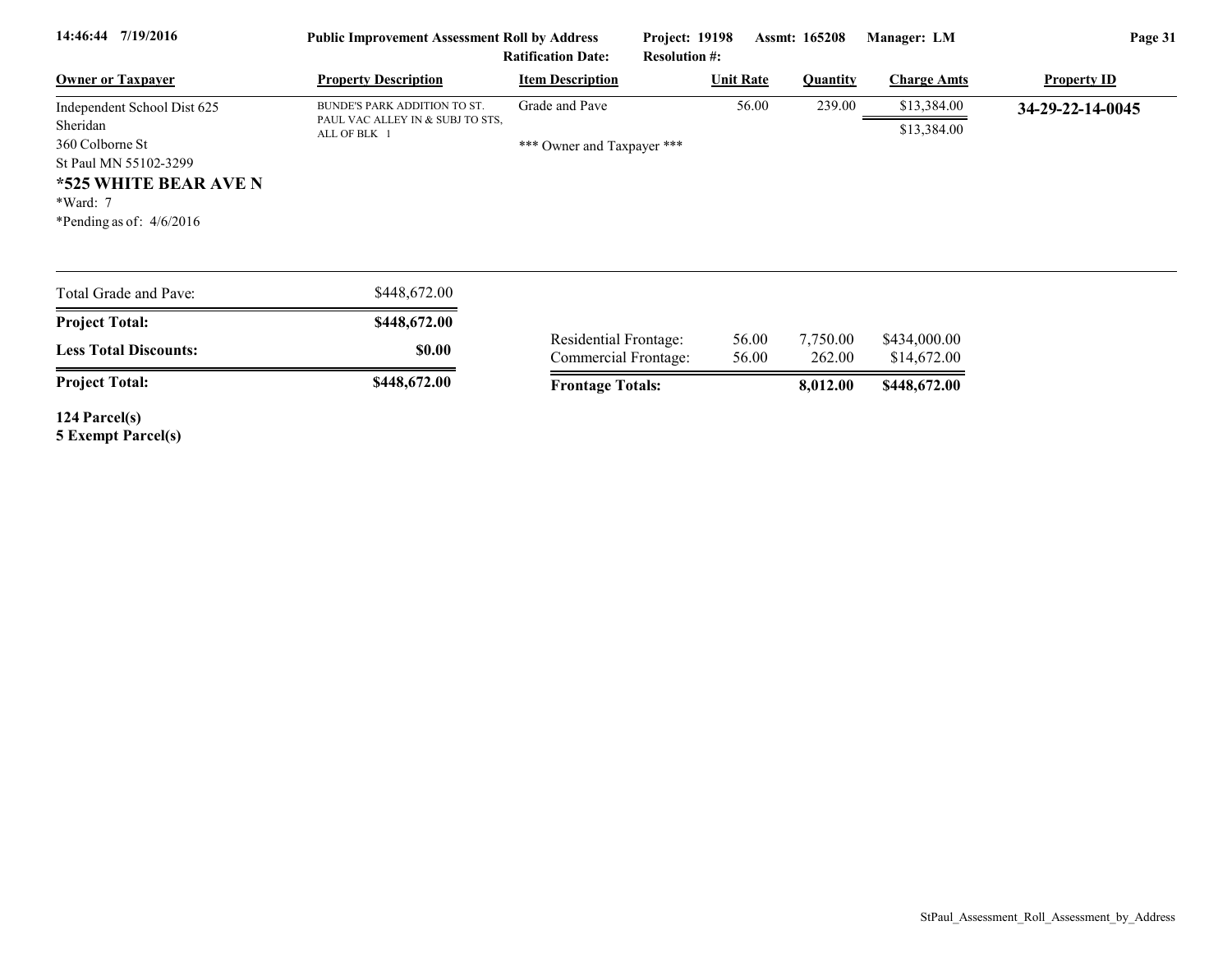| Owner or Taxpayer | Property Description | Item Description | Unit Rate | Quantity | Charge Amts | Property ID |
|---|---|---|---|---|---|---|
| Independent School Dist 625<br>Sheridan<br>360 Colborne St<br>St Paul MN 55102-3299<br>**\*525 WHITE BEAR AVE N**<br>\*Ward: 7<br>\*Pending as of: 4/6/2016 | BUNDE'S PARK ADDITION TO ST. PAUL VAC ALLEY IN & SUBJ TO STS, ALL OF BLK 1 | Grade and Pave<br><br>\*\*\* Owner and Taxpayer \*\*\* | 56.00 | 239.00 | $13,384.00<br>$13,384.00 | **34-29-22-14-0045** |

| | |
|---|---|
| Total Grade and Pave: | $448,672.00 |
| **Project Total:** | **$448,672.00** |
| **Less Total Discounts:** | **$0.00** |
| **Project Total:** | **$448,672.00** |

| | Unit Rate | Quantity | Charge Amts |
|---|---|---|---|
| Residential Frontage: | 56.00 | 7,750.00 | $434,000.00 |
| Commercial Frontage: | 56.00 | 262.00 | $14,672.00 |
| **Frontage Totals:** | | **8,012.00** | **$448,672.00** |

**124 Parcel(s)**
**5 Exempt Parcel(s)**